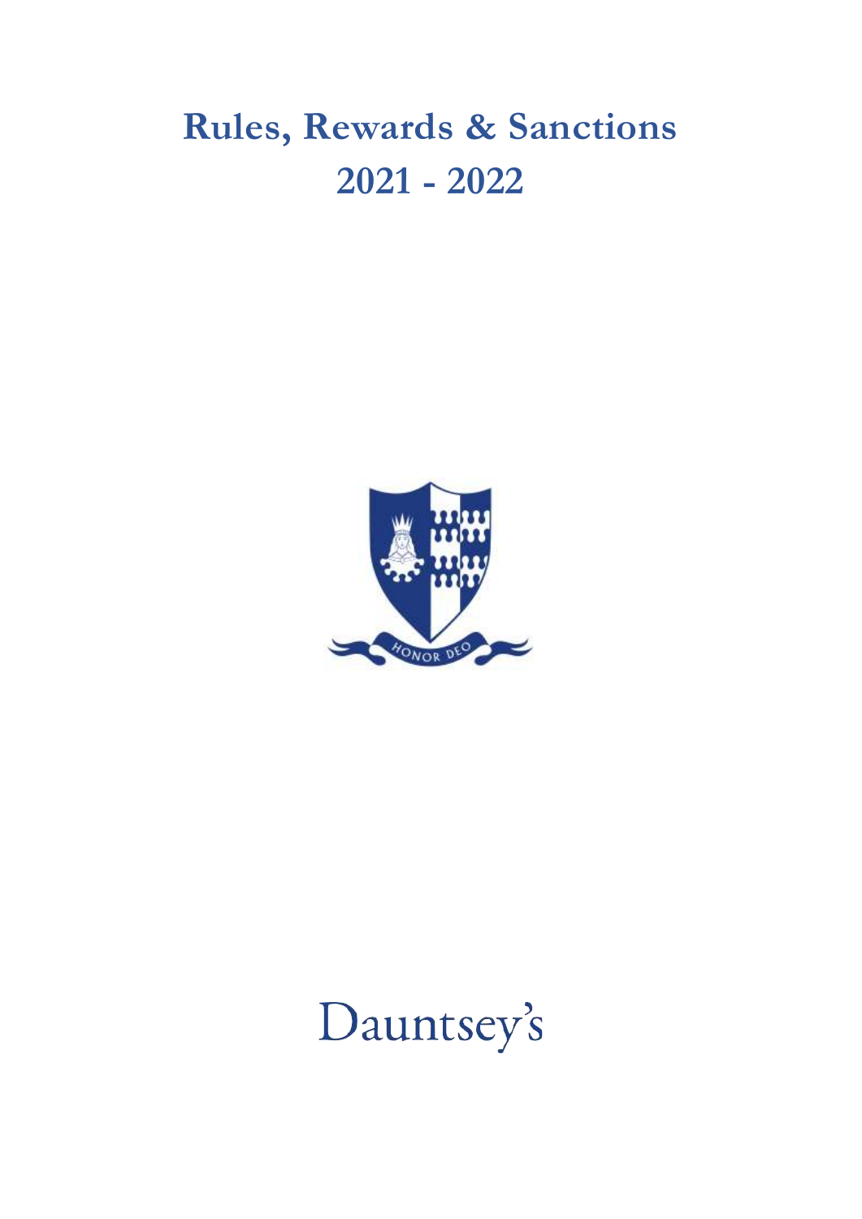# Rules, Rewards & Sanctions
# 2021 - 2022

HONOR DEO

Dauntsey's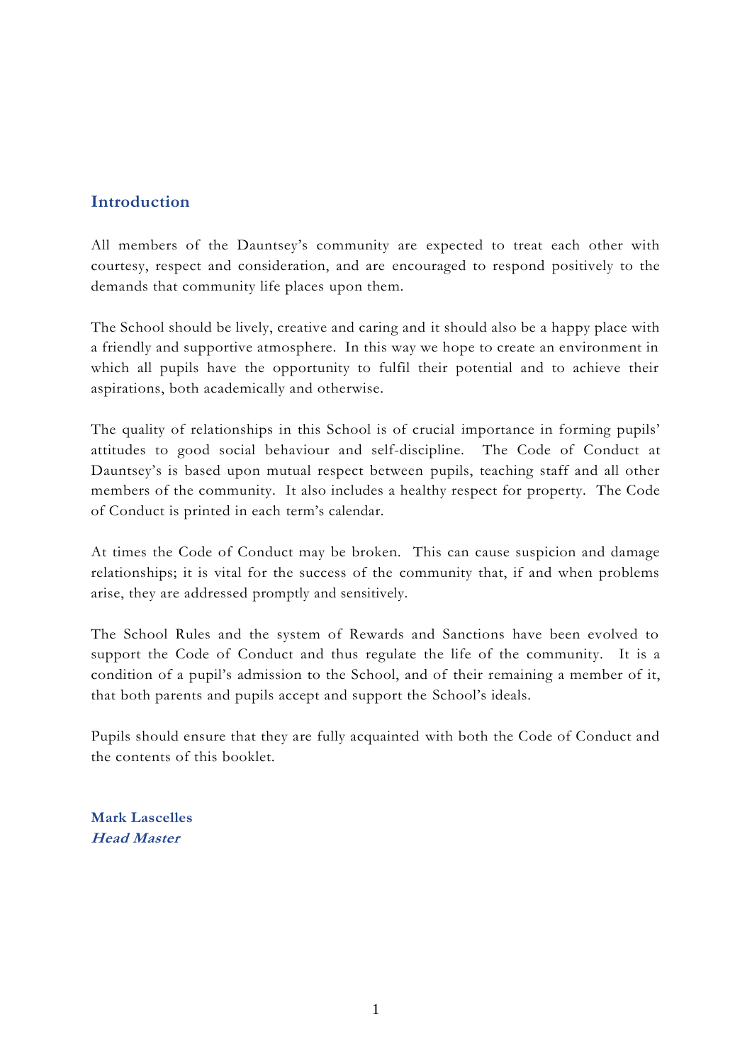## Introduction

All members of the Dauntsey's community are expected to treat each other with courtesy, respect and consideration, and are encouraged to respond positively to the demands that community life places upon them.

The School should be lively, creative and caring and it should also be a happy place with a friendly and supportive atmosphere. In this way we hope to create an environment in which all pupils have the opportunity to fulfil their potential and to achieve their aspirations, both academically and otherwise.

The quality of relationships in this School is of crucial importance in forming pupils' attitudes to good social behaviour and self-discipline. The Code of Conduct at Dauntsey's is based upon mutual respect between pupils, teaching staff and all other members of the community. It also includes a healthy respect for property. The Code of Conduct is printed in each term's calendar.

At times the Code of Conduct may be broken. This can cause suspicion and damage relationships; it is vital for the success of the community that, if and when problems arise, they are addressed promptly and sensitively.

The School Rules and the system of Rewards and Sanctions have been evolved to support the Code of Conduct and thus regulate the life of the community. It is a condition of a pupil's admission to the School, and of their remaining a member of it, that both parents and pupils accept and support the School's ideals.

Pupils should ensure that they are fully acquainted with both the Code of Conduct and the contents of this booklet.

**Mark Lascelles**
***Head Master***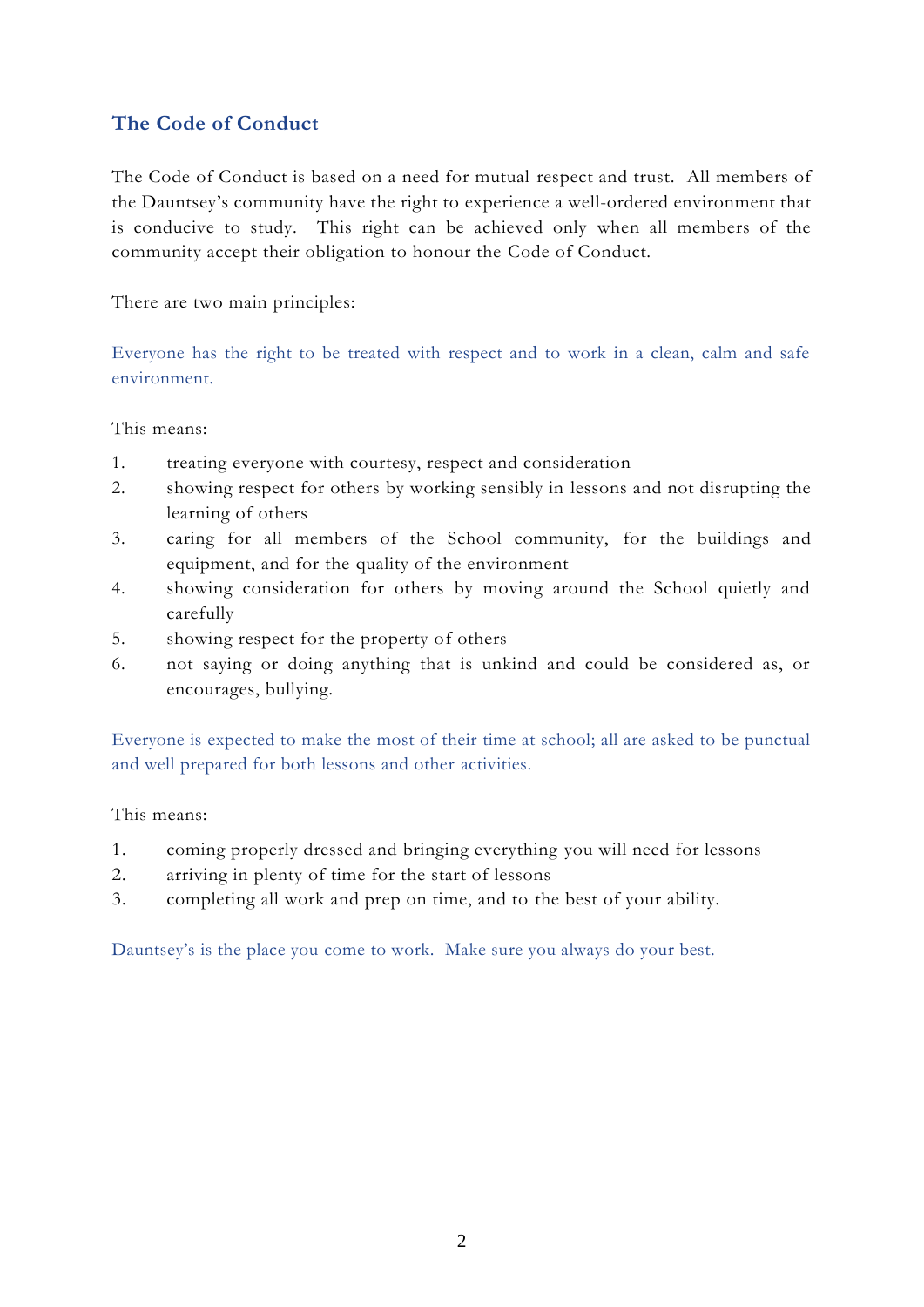## The Code of Conduct

The Code of Conduct is based on a need for mutual respect and trust. All members of the Dauntsey's community have the right to experience a well-ordered environment that is conducive to study. This right can be achieved only when all members of the community accept their obligation to honour the Code of Conduct.

There are two main principles:

Everyone has the right to be treated with respect and to work in a clean, calm and safe environment.

This means:

1. treating everyone with courtesy, respect and consideration
2. showing respect for others by working sensibly in lessons and not disrupting the learning of others
3. caring for all members of the School community, for the buildings and equipment, and for the quality of the environment
4. showing consideration for others by moving around the School quietly and carefully
5. showing respect for the property of others
6. not saying or doing anything that is unkind and could be considered as, or encourages, bullying.

Everyone is expected to make the most of their time at school; all are asked to be punctual and well prepared for both lessons and other activities.

This means:

1. coming properly dressed and bringing everything you will need for lessons
2. arriving in plenty of time for the start of lessons
3. completing all work and prep on time, and to the best of your ability.

Dauntsey's is the place you come to work. Make sure you always do your best.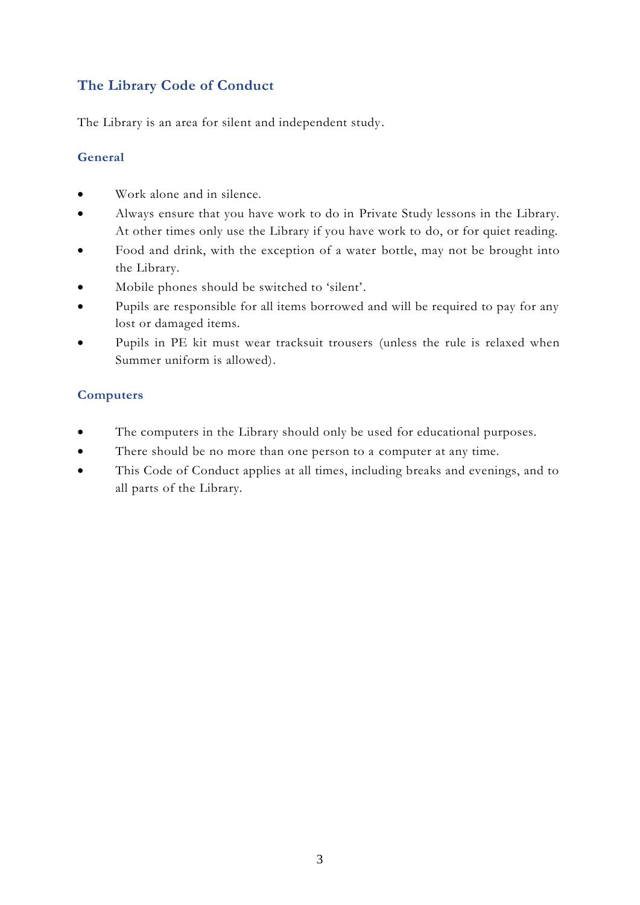## The Library Code of Conduct

The Library is an area for silent and independent study.

### General

- Work alone and in silence.
- Always ensure that you have work to do in Private Study lessons in the Library. At other times only use the Library if you have work to do, or for quiet reading.
- Food and drink, with the exception of a water bottle, may not be brought into the Library.
- Mobile phones should be switched to 'silent'.
- Pupils are responsible for all items borrowed and will be required to pay for any lost or damaged items.
- Pupils in PE kit must wear tracksuit trousers (unless the rule is relaxed when Summer uniform is allowed).

### Computers

- The computers in the Library should only be used for educational purposes.
- There should be no more than one person to a computer at any time.
- This Code of Conduct applies at all times, including breaks and evenings, and to all parts of the Library.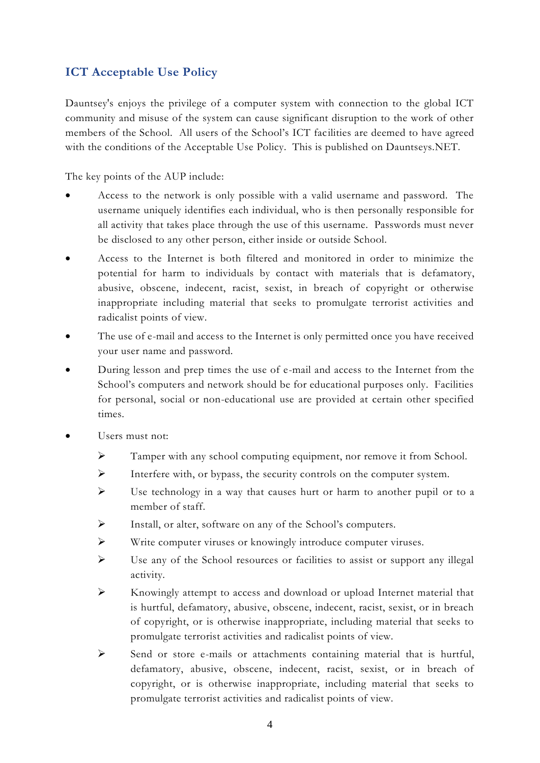## ICT Acceptable Use Policy

Dauntsey's enjoys the privilege of a computer system with connection to the global ICT community and misuse of the system can cause significant disruption to the work of other members of the School. All users of the School's ICT facilities are deemed to have agreed with the conditions of the Acceptable Use Policy. This is published on Dauntseys.NET.

The key points of the AUP include:

- Access to the network is only possible with a valid username and password. The username uniquely identifies each individual, who is then personally responsible for all activity that takes place through the use of this username. Passwords must never be disclosed to any other person, either inside or outside School.
- Access to the Internet is both filtered and monitored in order to minimize the potential for harm to individuals by contact with materials that is defamatory, abusive, obscene, indecent, racist, sexist, in breach of copyright or otherwise inappropriate including material that seeks to promulgate terrorist activities and radicalist points of view.
- The use of e-mail and access to the Internet is only permitted once you have received your user name and password.
- During lesson and prep times the use of e-mail and access to the Internet from the School's computers and network should be for educational purposes only. Facilities for personal, social or non-educational use are provided at certain other specified times.
- Users must not:
  - Tamper with any school computing equipment, nor remove it from School.
  - Interfere with, or bypass, the security controls on the computer system.
  - Use technology in a way that causes hurt or harm to another pupil or to a member of staff.
  - Install, or alter, software on any of the School's computers.
  - Write computer viruses or knowingly introduce computer viruses.
  - Use any of the School resources or facilities to assist or support any illegal activity.
  - Knowingly attempt to access and download or upload Internet material that is hurtful, defamatory, abusive, obscene, indecent, racist, sexist, or in breach of copyright, or is otherwise inappropriate, including material that seeks to promulgate terrorist activities and radicalist points of view.
  - Send or store e-mails or attachments containing material that is hurtful, defamatory, abusive, obscene, indecent, racist, sexist, or in breach of copyright, or is otherwise inappropriate, including material that seeks to promulgate terrorist activities and radicalist points of view.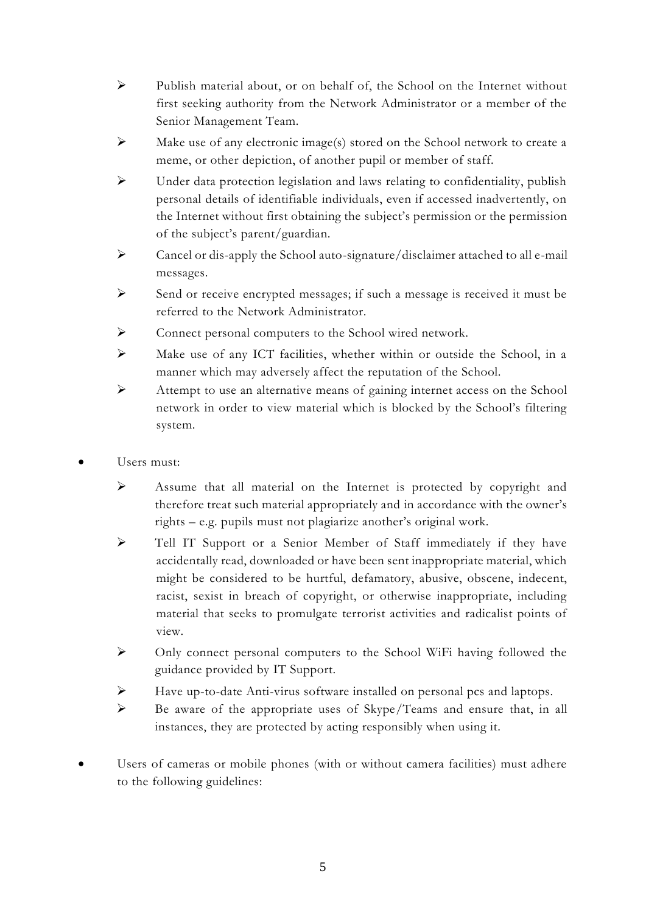- Publish material about, or on behalf of, the School on the Internet without first seeking authority from the Network Administrator or a member of the Senior Management Team.
  - Make use of any electronic image(s) stored on the School network to create a meme, or other depiction, of another pupil or member of staff.
  - Under data protection legislation and laws relating to confidentiality, publish personal details of identifiable individuals, even if accessed inadvertently, on the Internet without first obtaining the subject's permission or the permission of the subject's parent/guardian.
  - Cancel or dis-apply the School auto-signature/disclaimer attached to all e-mail messages.
  - Send or receive encrypted messages; if such a message is received it must be referred to the Network Administrator.
  - Connect personal computers to the School wired network.
  - Make use of any ICT facilities, whether within or outside the School, in a manner which may adversely affect the reputation of the School.
  - Attempt to use an alternative means of gaining internet access on the School network in order to view material which is blocked by the School's filtering system.

- Users must:
  - Assume that all material on the Internet is protected by copyright and therefore treat such material appropriately and in accordance with the owner's rights – e.g. pupils must not plagiarize another's original work.
  - Tell IT Support or a Senior Member of Staff immediately if they have accidentally read, downloaded or have been sent inappropriate material, which might be considered to be hurtful, defamatory, abusive, obscene, indecent, racist, sexist in breach of copyright, or otherwise inappropriate, including material that seeks to promulgate terrorist activities and radicalist points of view.
  - Only connect personal computers to the School WiFi having followed the guidance provided by IT Support.
  - Have up-to-date Anti-virus software installed on personal pcs and laptops.
  - Be aware of the appropriate uses of Skype/Teams and ensure that, in all instances, they are protected by acting responsibly when using it.

- Users of cameras or mobile phones (with or without camera facilities) must adhere to the following guidelines: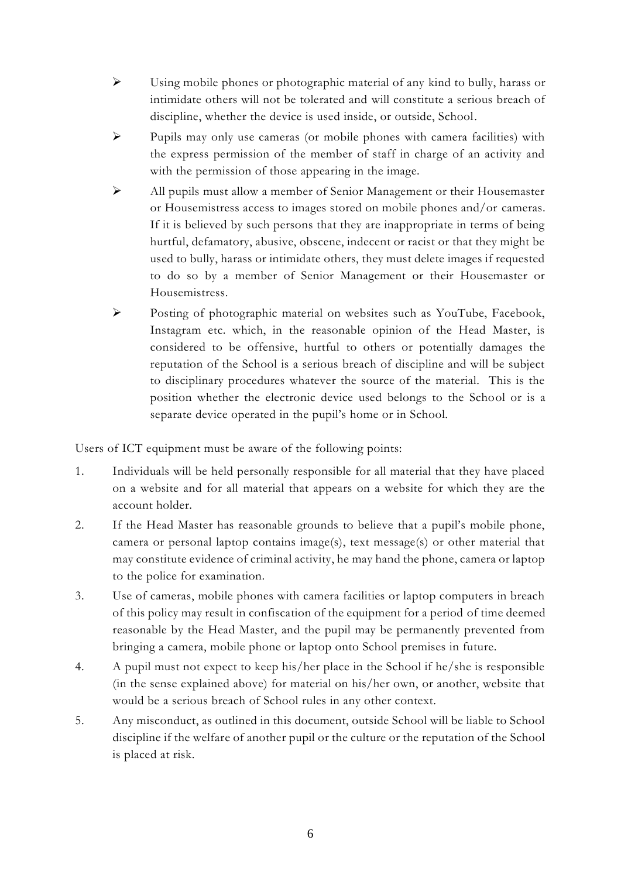- Using mobile phones or photographic material of any kind to bully, harass or intimidate others will not be tolerated and will constitute a serious breach of discipline, whether the device is used inside, or outside, School.
- Pupils may only use cameras (or mobile phones with camera facilities) with the express permission of the member of staff in charge of an activity and with the permission of those appearing in the image.
- All pupils must allow a member of Senior Management or their Housemaster or Housemistress access to images stored on mobile phones and/or cameras. If it is believed by such persons that they are inappropriate in terms of being hurtful, defamatory, abusive, obscene, indecent or racist or that they might be used to bully, harass or intimidate others, they must delete images if requested to do so by a member of Senior Management or their Housemaster or Housemistress.
- Posting of photographic material on websites such as YouTube, Facebook, Instagram etc. which, in the reasonable opinion of the Head Master, is considered to be offensive, hurtful to others or potentially damages the reputation of the School is a serious breach of discipline and will be subject to disciplinary procedures whatever the source of the material. This is the position whether the electronic device used belongs to the School or is a separate device operated in the pupil's home or in School.

Users of ICT equipment must be aware of the following points:

1. Individuals will be held personally responsible for all material that they have placed on a website and for all material that appears on a website for which they are the account holder.
2. If the Head Master has reasonable grounds to believe that a pupil's mobile phone, camera or personal laptop contains image(s), text message(s) or other material that may constitute evidence of criminal activity, he may hand the phone, camera or laptop to the police for examination.
3. Use of cameras, mobile phones with camera facilities or laptop computers in breach of this policy may result in confiscation of the equipment for a period of time deemed reasonable by the Head Master, and the pupil may be permanently prevented from bringing a camera, mobile phone or laptop onto School premises in future.
4. A pupil must not expect to keep his/her place in the School if he/she is responsible (in the sense explained above) for material on his/her own, or another, website that would be a serious breach of School rules in any other context.
5. Any misconduct, as outlined in this document, outside School will be liable to School discipline if the welfare of another pupil or the culture or the reputation of the School is placed at risk.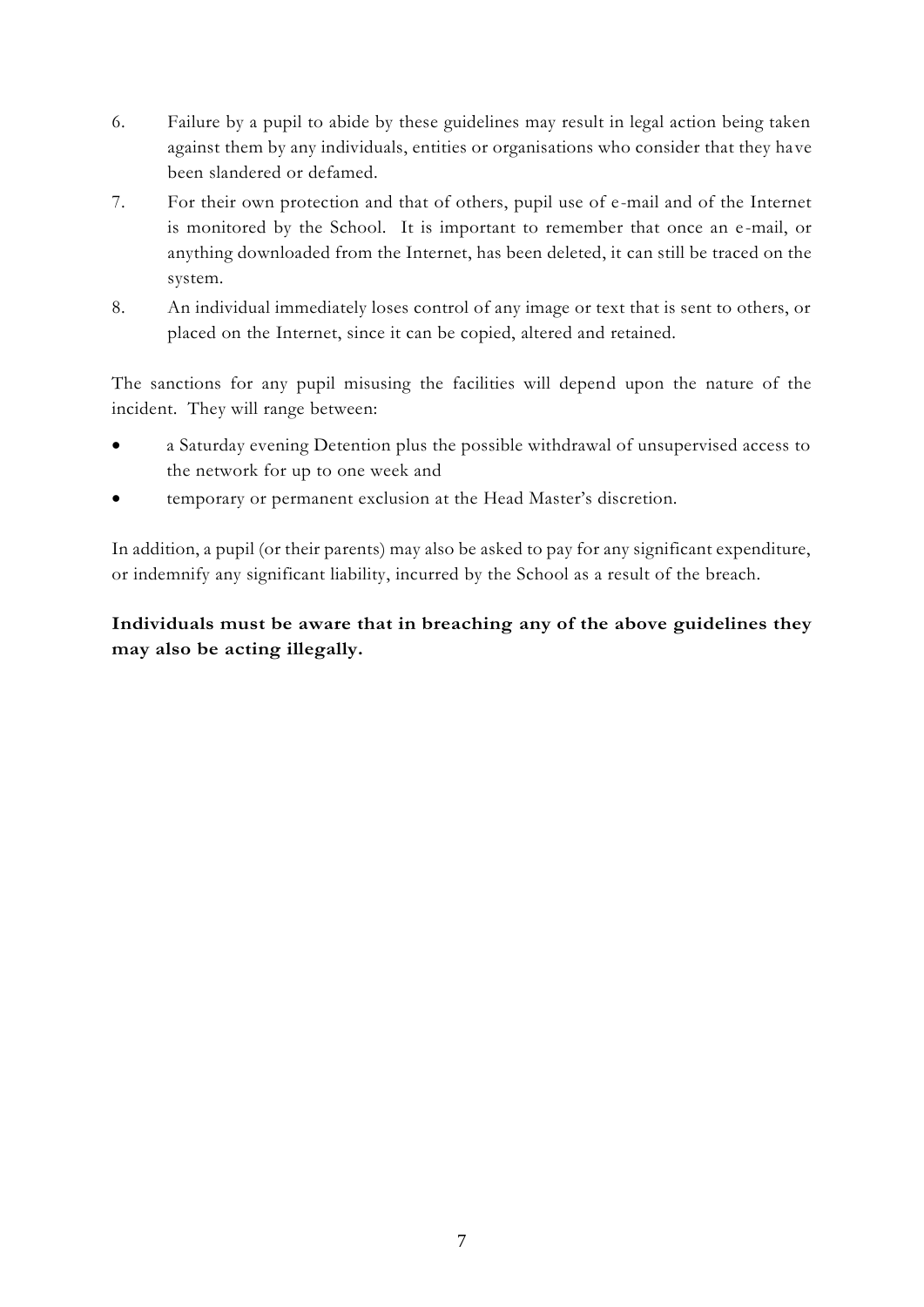6. Failure by a pupil to abide by these guidelines may result in legal action being taken against them by any individuals, entities or organisations who consider that they have been slandered or defamed.
7. For their own protection and that of others, pupil use of e-mail and of the Internet is monitored by the School. It is important to remember that once an e-mail, or anything downloaded from the Internet, has been deleted, it can still be traced on the system.
8. An individual immediately loses control of any image or text that is sent to others, or placed on the Internet, since it can be copied, altered and retained.

The sanctions for any pupil misusing the facilities will depend upon the nature of the incident. They will range between:

- a Saturday evening Detention plus the possible withdrawal of unsupervised access to the network for up to one week and
- temporary or permanent exclusion at the Head Master's discretion.

In addition, a pupil (or their parents) may also be asked to pay for any significant expenditure, or indemnify any significant liability, incurred by the School as a result of the breach.

**Individuals must be aware that in breaching any of the above guidelines they may also be acting illegally.**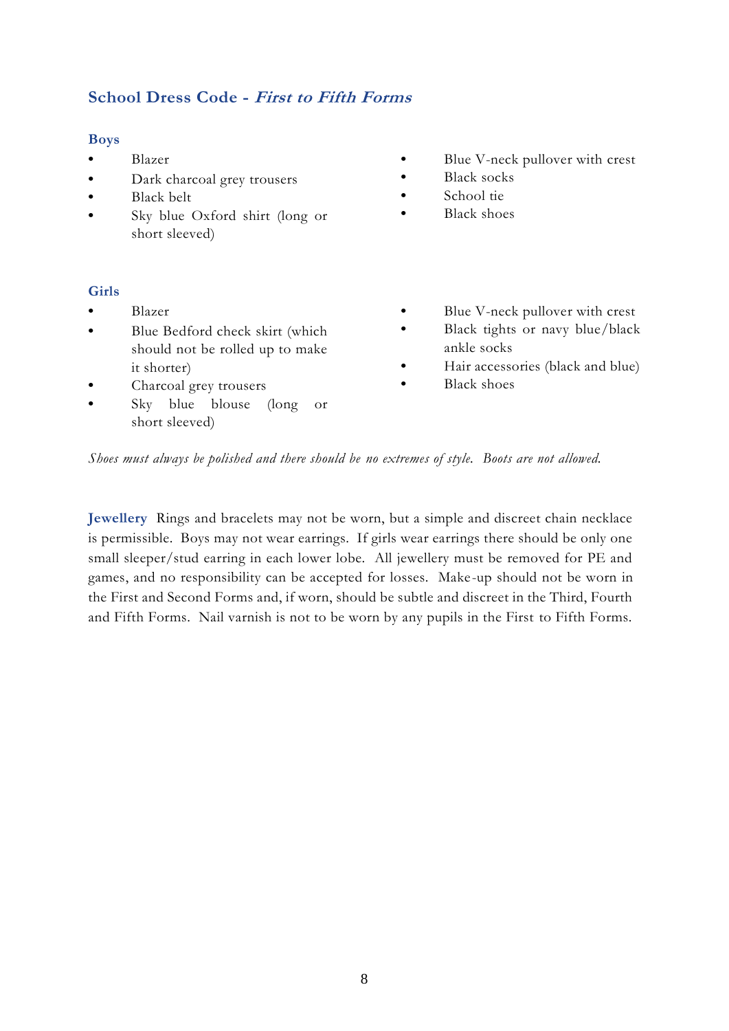## School Dress Code - *First to Fifth Forms*

### Boys

- Blazer
- Dark charcoal grey trousers
- Black belt
- Sky blue Oxford shirt (long or short sleeved)
- Blue V-neck pullover with crest
- Black socks
- School tie
- Black shoes

### Girls

- Blazer
- Blue Bedford check skirt (which should not be rolled up to make it shorter)
- Charcoal grey trousers
- Sky blue blouse (long or short sleeved)
- Blue V-neck pullover with crest
- Black tights or navy blue/black ankle socks
- Hair accessories (black and blue)
- Black shoes

*Shoes must always be polished and there should be no extremes of style. Boots are not allowed.*

**Jewellery** Rings and bracelets may not be worn, but a simple and discreet chain necklace is permissible. Boys may not wear earrings. If girls wear earrings there should be only one small sleeper/stud earring in each lower lobe. All jewellery must be removed for PE and games, and no responsibility can be accepted for losses. Make-up should not be worn in the First and Second Forms and, if worn, should be subtle and discreet in the Third, Fourth and Fifth Forms. Nail varnish is not to be worn by any pupils in the First to Fifth Forms.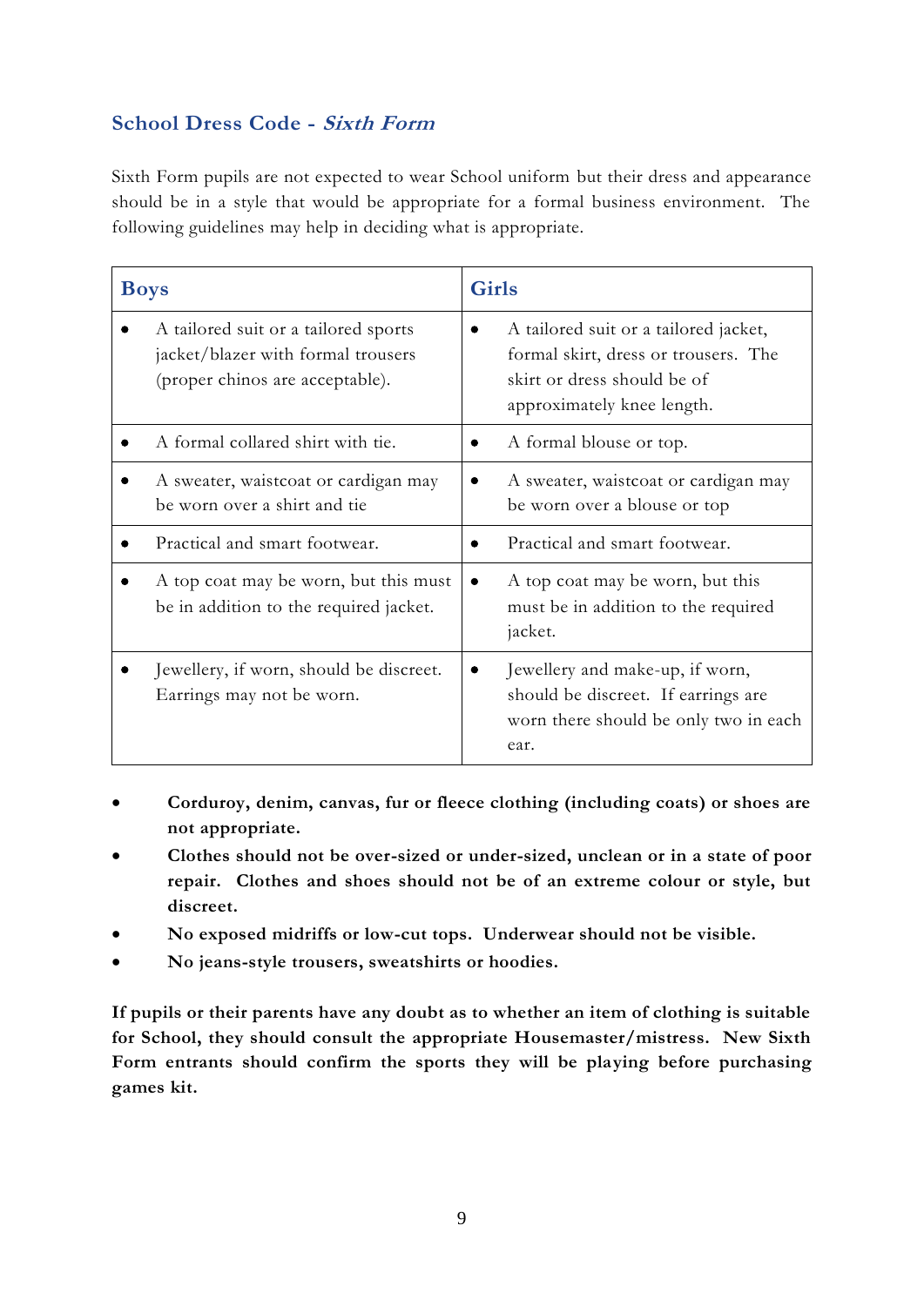## School Dress Code - *Sixth Form*

Sixth Form pupils are not expected to wear School uniform but their dress and appearance should be in a style that would be appropriate for a formal business environment. The following guidelines may help in deciding what is appropriate.

| Boys | Girls |
|---|---|
| • A tailored suit or a tailored sports jacket/blazer with formal trousers (proper chinos are acceptable). | • A tailored suit or a tailored jacket, formal skirt, dress or trousers. The skirt or dress should be of approximately knee length. |
| • A formal collared shirt with tie. | • A formal blouse or top. |
| • A sweater, waistcoat or cardigan may be worn over a shirt and tie | • A sweater, waistcoat or cardigan may be worn over a blouse or top |
| • Practical and smart footwear. | • Practical and smart footwear. |
| • A top coat may be worn, but this must be in addition to the required jacket. | • A top coat may be worn, but this must be in addition to the required jacket. |
| • Jewellery, if worn, should be discreet. Earrings may not be worn. | • Jewellery and make-up, if worn, should be discreet. If earrings are worn there should be only two in each ear. |

- **Corduroy, denim, canvas, fur or fleece clothing (including coats) or shoes are not appropriate.**
- **Clothes should not be over-sized or under-sized, unclean or in a state of poor repair. Clothes and shoes should not be of an extreme colour or style, but discreet.**
- **No exposed midriffs or low-cut tops. Underwear should not be visible.**
- **No jeans-style trousers, sweatshirts or hoodies.**

**If pupils or their parents have any doubt as to whether an item of clothing is suitable for School, they should consult the appropriate Housemaster/mistress. New Sixth Form entrants should confirm the sports they will be playing before purchasing games kit.**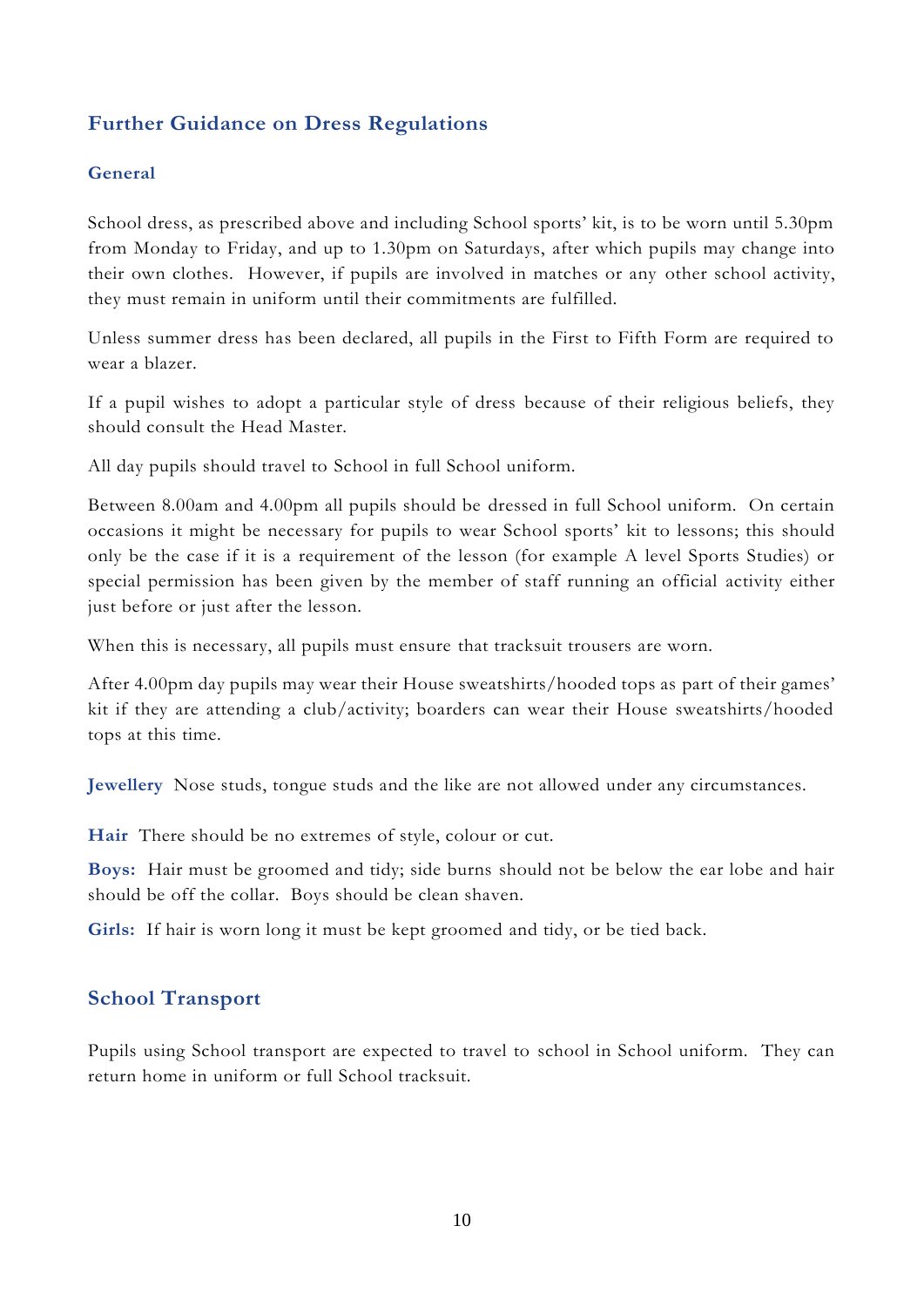## Further Guidance on Dress Regulations

### General

School dress, as prescribed above and including School sports' kit, is to be worn until 5.30pm from Monday to Friday, and up to 1.30pm on Saturdays, after which pupils may change into their own clothes. However, if pupils are involved in matches or any other school activity, they must remain in uniform until their commitments are fulfilled.

Unless summer dress has been declared, all pupils in the First to Fifth Form are required to wear a blazer.

If a pupil wishes to adopt a particular style of dress because of their religious beliefs, they should consult the Head Master.

All day pupils should travel to School in full School uniform.

Between 8.00am and 4.00pm all pupils should be dressed in full School uniform. On certain occasions it might be necessary for pupils to wear School sports' kit to lessons; this should only be the case if it is a requirement of the lesson (for example A level Sports Studies) or special permission has been given by the member of staff running an official activity either just before or just after the lesson.

When this is necessary, all pupils must ensure that tracksuit trousers are worn.

After 4.00pm day pupils may wear their House sweatshirts/hooded tops as part of their games' kit if they are attending a club/activity; boarders can wear their House sweatshirts/hooded tops at this time.

**Jewellery** Nose studs, tongue studs and the like are not allowed under any circumstances.

**Hair** There should be no extremes of style, colour or cut.

**Boys:** Hair must be groomed and tidy; side burns should not be below the ear lobe and hair should be off the collar. Boys should be clean shaven.

**Girls:** If hair is worn long it must be kept groomed and tidy, or be tied back.

## School Transport

Pupils using School transport are expected to travel to school in School uniform. They can return home in uniform or full School tracksuit.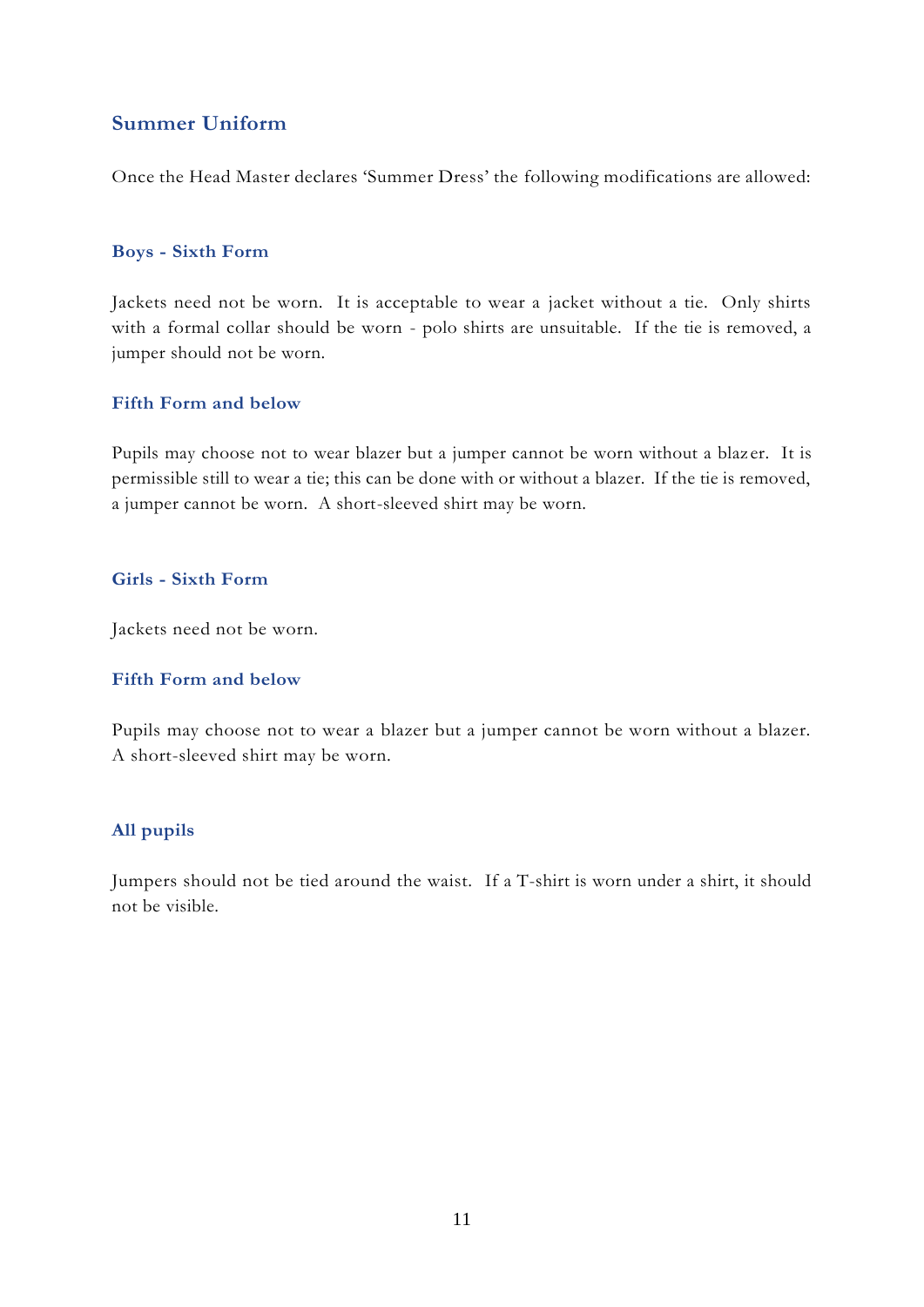## Summer Uniform

Once the Head Master declares 'Summer Dress' the following modifications are allowed:

### Boys - Sixth Form

Jackets need not be worn. It is acceptable to wear a jacket without a tie. Only shirts with a formal collar should be worn - polo shirts are unsuitable. If the tie is removed, a jumper should not be worn.

### Fifth Form and below

Pupils may choose not to wear blazer but a jumper cannot be worn without a blazer. It is permissible still to wear a tie; this can be done with or without a blazer. If the tie is removed, a jumper cannot be worn. A short-sleeved shirt may be worn.

### Girls - Sixth Form

Jackets need not be worn.

### Fifth Form and below

Pupils may choose not to wear a blazer but a jumper cannot be worn without a blazer. A short-sleeved shirt may be worn.

### All pupils

Jumpers should not be tied around the waist. If a T-shirt is worn under a shirt, it should not be visible.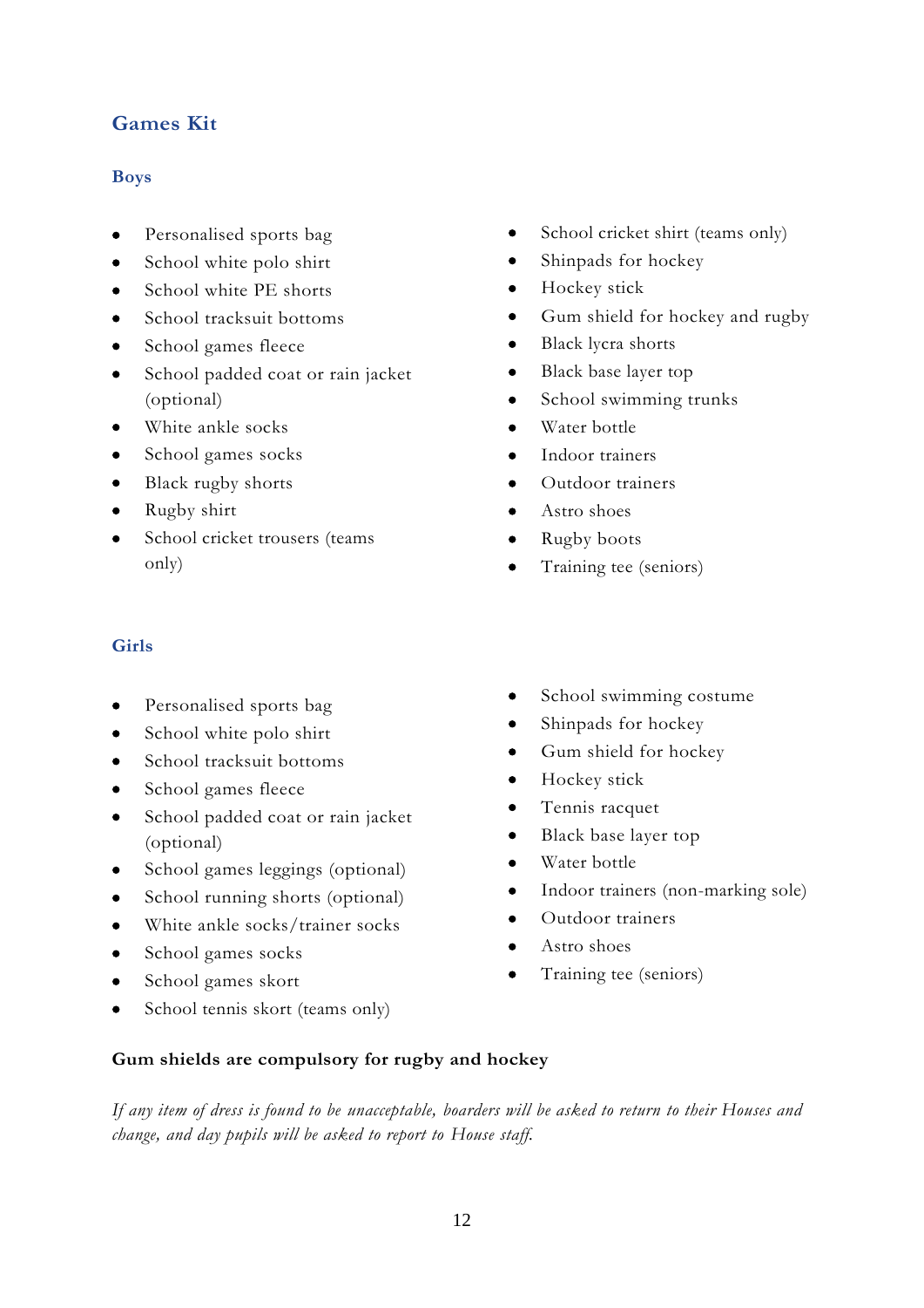## Games Kit

### Boys

- Personalised sports bag
- School white polo shirt
- School white PE shorts
- School tracksuit bottoms
- School games fleece
- School padded coat or rain jacket (optional)
- White ankle socks
- School games socks
- Black rugby shorts
- Rugby shirt
- School cricket trousers (teams only)
- School cricket shirt (teams only)
- Shinpads for hockey
- Hockey stick
- Gum shield for hockey and rugby
- Black lycra shorts
- Black base layer top
- School swimming trunks
- Water bottle
- Indoor trainers
- Outdoor trainers
- Astro shoes
- Rugby boots
- Training tee (seniors)

### Girls

- Personalised sports bag
- School white polo shirt
- School tracksuit bottoms
- School games fleece
- School padded coat or rain jacket (optional)
- School games leggings (optional)
- School running shorts (optional)
- White ankle socks/trainer socks
- School games socks
- School games skort
- School tennis skort (teams only)
- School swimming costume
- Shinpads for hockey
- Gum shield for hockey
- Hockey stick
- Tennis racquet
- Black base layer top
- Water bottle
- Indoor trainers (non-marking sole)
- Outdoor trainers
- Astro shoes
- Training tee (seniors)

**Gum shields are compulsory for rugby and hockey**

*If any item of dress is found to be unacceptable, boarders will be asked to return to their Houses and change, and day pupils will be asked to report to House staff.*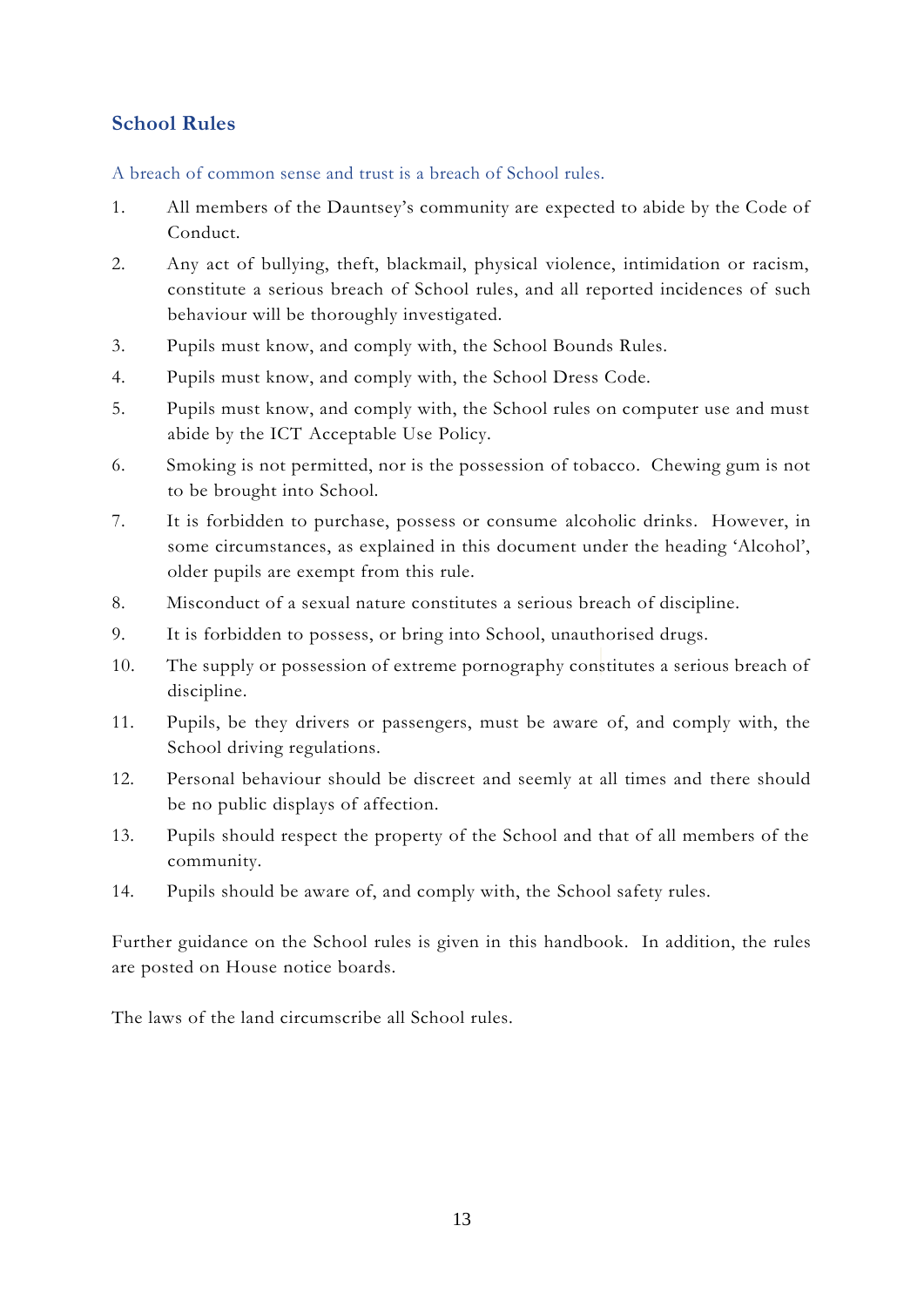## School Rules

A breach of common sense and trust is a breach of School rules.

1. All members of the Dauntsey's community are expected to abide by the Code of Conduct.
2. Any act of bullying, theft, blackmail, physical violence, intimidation or racism, constitute a serious breach of School rules, and all reported incidences of such behaviour will be thoroughly investigated.
3. Pupils must know, and comply with, the School Bounds Rules.
4. Pupils must know, and comply with, the School Dress Code.
5. Pupils must know, and comply with, the School rules on computer use and must abide by the ICT Acceptable Use Policy.
6. Smoking is not permitted, nor is the possession of tobacco. Chewing gum is not to be brought into School.
7. It is forbidden to purchase, possess or consume alcoholic drinks. However, in some circumstances, as explained in this document under the heading 'Alcohol', older pupils are exempt from this rule.
8. Misconduct of a sexual nature constitutes a serious breach of discipline.
9. It is forbidden to possess, or bring into School, unauthorised drugs.
10. The supply or possession of extreme pornography constitutes a serious breach of discipline.
11. Pupils, be they drivers or passengers, must be aware of, and comply with, the School driving regulations.
12. Personal behaviour should be discreet and seemly at all times and there should be no public displays of affection.
13. Pupils should respect the property of the School and that of all members of the community.
14. Pupils should be aware of, and comply with, the School safety rules.

Further guidance on the School rules is given in this handbook. In addition, the rules are posted on House notice boards.

The laws of the land circumscribe all School rules.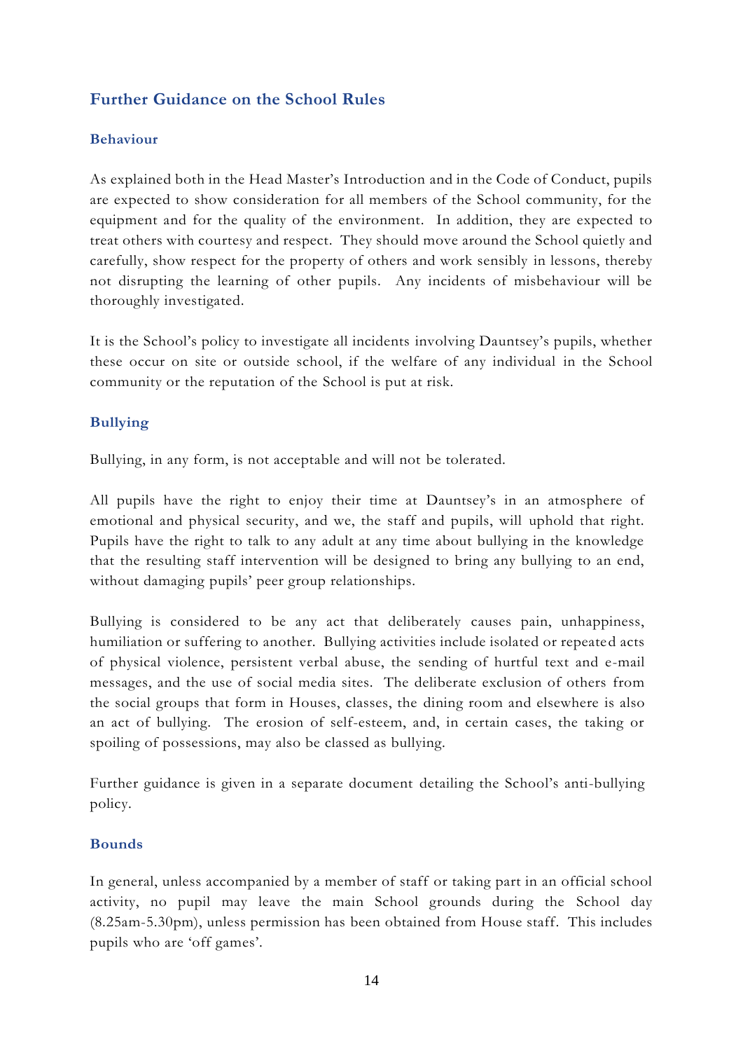## Further Guidance on the School Rules

### Behaviour

As explained both in the Head Master's Introduction and in the Code of Conduct, pupils are expected to show consideration for all members of the School community, for the equipment and for the quality of the environment. In addition, they are expected to treat others with courtesy and respect. They should move around the School quietly and carefully, show respect for the property of others and work sensibly in lessons, thereby not disrupting the learning of other pupils. Any incidents of misbehaviour will be thoroughly investigated.

It is the School's policy to investigate all incidents involving Dauntsey's pupils, whether these occur on site or outside school, if the welfare of any individual in the School community or the reputation of the School is put at risk.

### Bullying

Bullying, in any form, is not acceptable and will not be tolerated.

All pupils have the right to enjoy their time at Dauntsey's in an atmosphere of emotional and physical security, and we, the staff and pupils, will uphold that right. Pupils have the right to talk to any adult at any time about bullying in the knowledge that the resulting staff intervention will be designed to bring any bullying to an end, without damaging pupils' peer group relationships.

Bullying is considered to be any act that deliberately causes pain, unhappiness, humiliation or suffering to another. Bullying activities include isolated or repeated acts of physical violence, persistent verbal abuse, the sending of hurtful text and e-mail messages, and the use of social media sites. The deliberate exclusion of others from the social groups that form in Houses, classes, the dining room and elsewhere is also an act of bullying. The erosion of self-esteem, and, in certain cases, the taking or spoiling of possessions, may also be classed as bullying.

Further guidance is given in a separate document detailing the School's anti-bullying policy.

### Bounds

In general, unless accompanied by a member of staff or taking part in an official school activity, no pupil may leave the main School grounds during the School day (8.25am-5.30pm), unless permission has been obtained from House staff. This includes pupils who are 'off games'.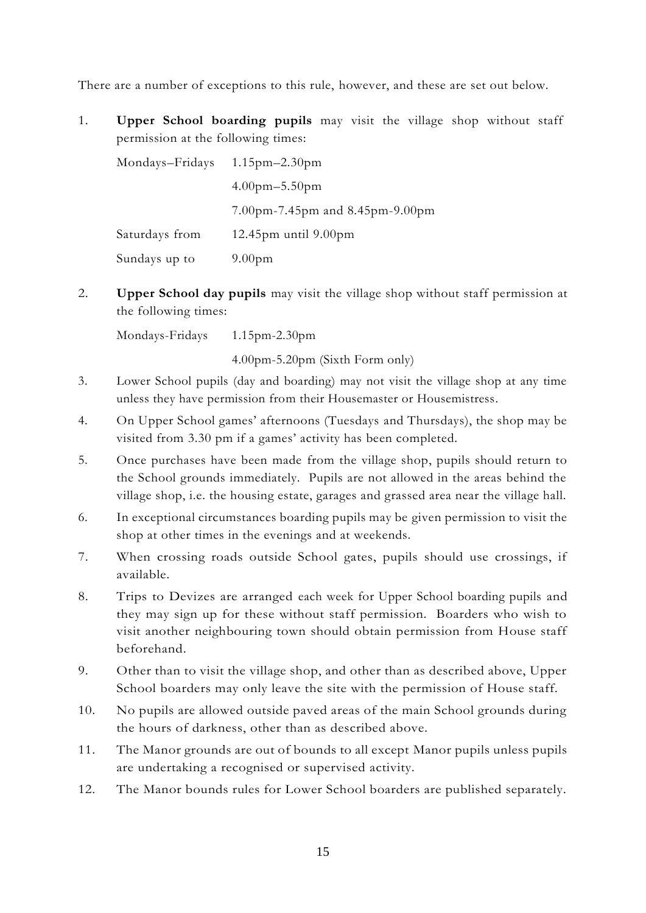There are a number of exceptions to this rule, however, and these are set out below.

1. **Upper School boarding pupils** may visit the village shop without staff permission at the following times:

   | | |
   |---|---|
   | Mondays–Fridays | 1.15pm–2.30pm |
   | | 4.00pm–5.50pm |
   | | 7.00pm-7.45pm and 8.45pm-9.00pm |
   | Saturdays from | 12.45pm until 9.00pm |
   | Sundays up to | 9.00pm |

2. **Upper School day pupils** may visit the village shop without staff permission at the following times:

   | | |
   |---|---|
   | Mondays-Fridays | 1.15pm-2.30pm |
   | | 4.00pm-5.20pm (Sixth Form only) |

3. Lower School pupils (day and boarding) may not visit the village shop at any time unless they have permission from their Housemaster or Housemistress.
4. On Upper School games' afternoons (Tuesdays and Thursdays), the shop may be visited from 3.30 pm if a games' activity has been completed.
5. Once purchases have been made from the village shop, pupils should return to the School grounds immediately. Pupils are not allowed in the areas behind the village shop, i.e. the housing estate, garages and grassed area near the village hall.
6. In exceptional circumstances boarding pupils may be given permission to visit the shop at other times in the evenings and at weekends.
7. When crossing roads outside School gates, pupils should use crossings, if available.
8. Trips to Devizes are arranged each week for Upper School boarding pupils and they may sign up for these without staff permission. Boarders who wish to visit another neighbouring town should obtain permission from House staff beforehand.
9. Other than to visit the village shop, and other than as described above, Upper School boarders may only leave the site with the permission of House staff.
10. No pupils are allowed outside paved areas of the main School grounds during the hours of darkness, other than as described above.
11. The Manor grounds are out of bounds to all except Manor pupils unless pupils are undertaking a recognised or supervised activity.
12. The Manor bounds rules for Lower School boarders are published separately.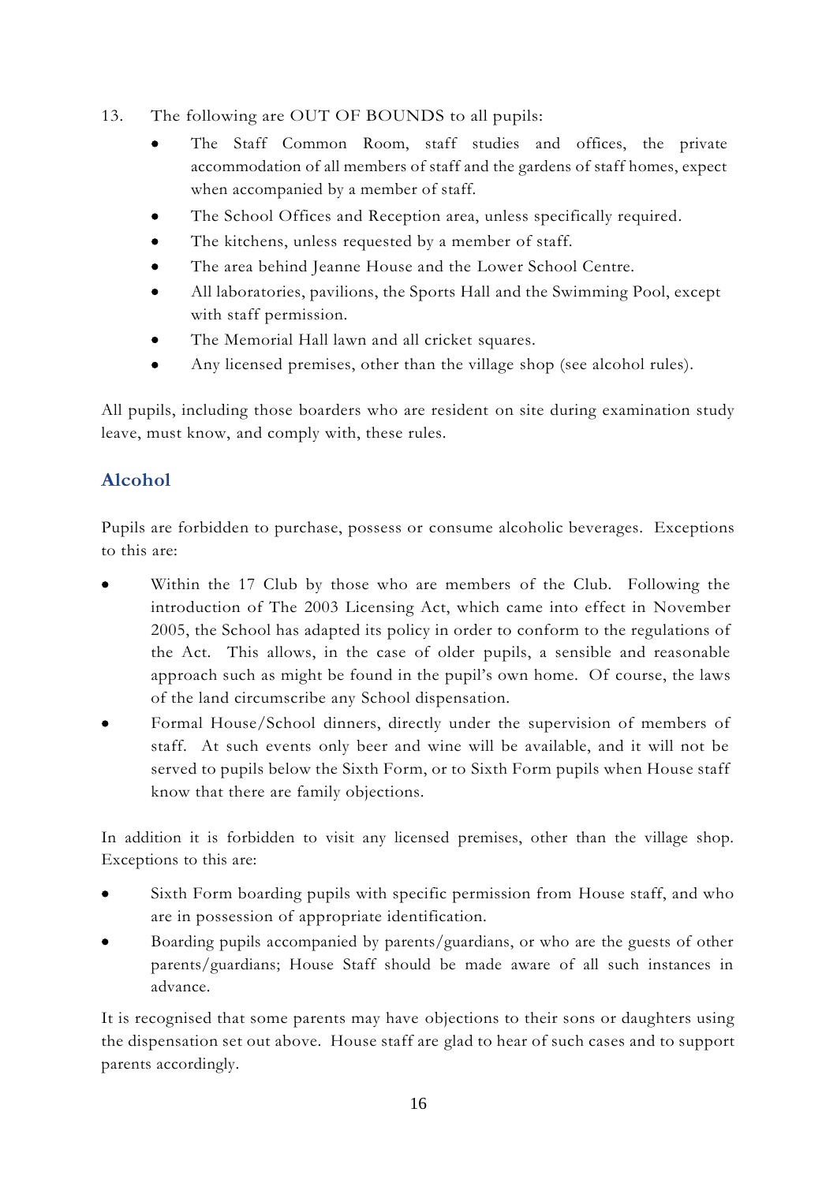13. The following are OUT OF BOUNDS to all pupils:
    - The Staff Common Room, staff studies and offices, the private accommodation of all members of staff and the gardens of staff homes, expect when accompanied by a member of staff.
    - The School Offices and Reception area, unless specifically required.
    - The kitchens, unless requested by a member of staff.
    - The area behind Jeanne House and the Lower School Centre.
    - All laboratories, pavilions, the Sports Hall and the Swimming Pool, except with staff permission.
    - The Memorial Hall lawn and all cricket squares.
    - Any licensed premises, other than the village shop (see alcohol rules).

All pupils, including those boarders who are resident on site during examination study leave, must know, and comply with, these rules.

## Alcohol

Pupils are forbidden to purchase, possess or consume alcoholic beverages. Exceptions to this are:

- Within the 17 Club by those who are members of the Club. Following the introduction of The 2003 Licensing Act, which came into effect in November 2005, the School has adapted its policy in order to conform to the regulations of the Act. This allows, in the case of older pupils, a sensible and reasonable approach such as might be found in the pupil's own home. Of course, the laws of the land circumscribe any School dispensation.
- Formal House/School dinners, directly under the supervision of members of staff. At such events only beer and wine will be available, and it will not be served to pupils below the Sixth Form, or to Sixth Form pupils when House staff know that there are family objections.

In addition it is forbidden to visit any licensed premises, other than the village shop. Exceptions to this are:

- Sixth Form boarding pupils with specific permission from House staff, and who are in possession of appropriate identification.
- Boarding pupils accompanied by parents/guardians, or who are the guests of other parents/guardians; House Staff should be made aware of all such instances in advance.

It is recognised that some parents may have objections to their sons or daughters using the dispensation set out above. House staff are glad to hear of such cases and to support parents accordingly.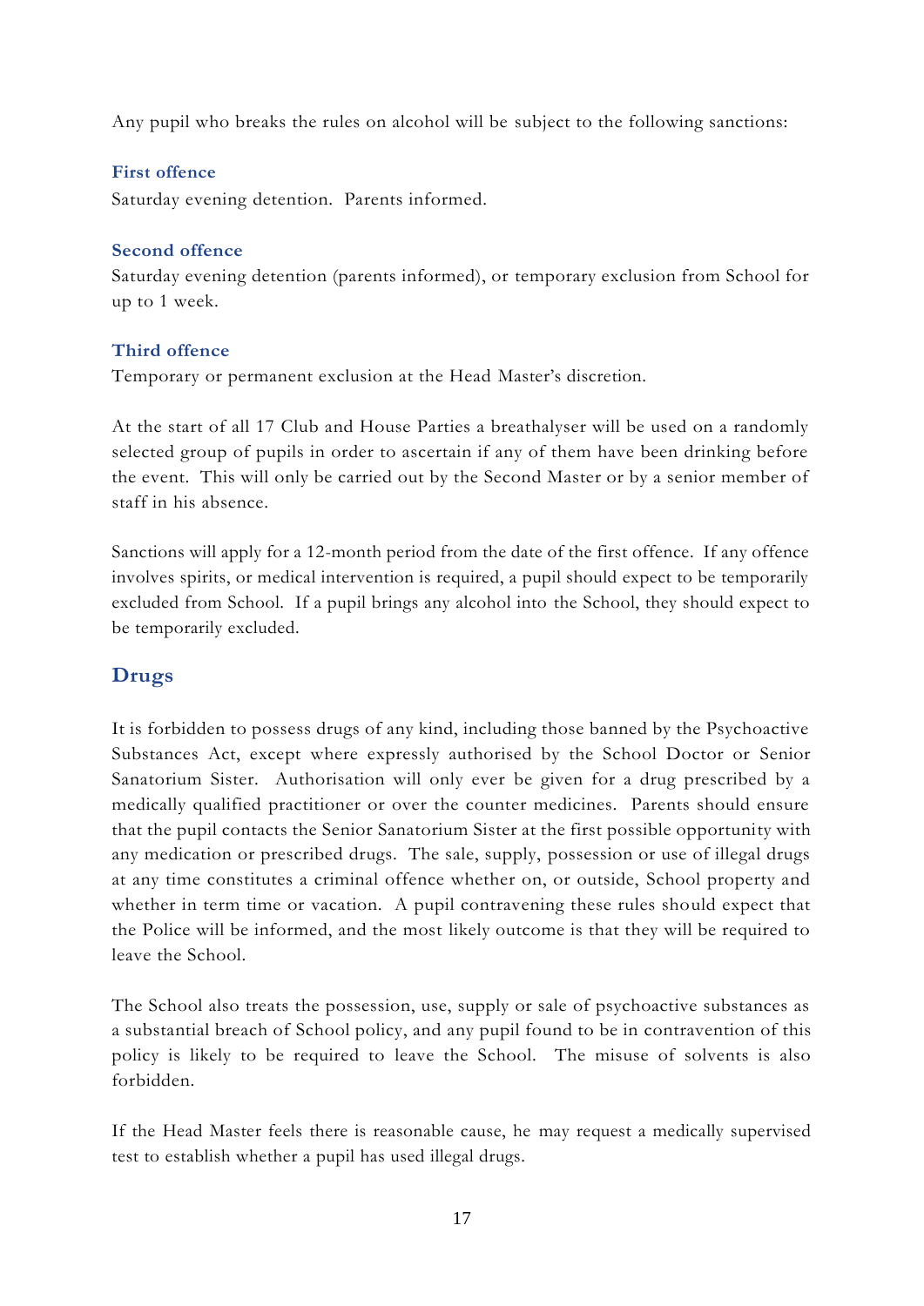Any pupil who breaks the rules on alcohol will be subject to the following sanctions:

### First offence

Saturday evening detention. Parents informed.

### Second offence

Saturday evening detention (parents informed), or temporary exclusion from School for up to 1 week.

### Third offence

Temporary or permanent exclusion at the Head Master's discretion.

At the start of all 17 Club and House Parties a breathalyser will be used on a randomly selected group of pupils in order to ascertain if any of them have been drinking before the event. This will only be carried out by the Second Master or by a senior member of staff in his absence.

Sanctions will apply for a 12-month period from the date of the first offence. If any offence involves spirits, or medical intervention is required, a pupil should expect to be temporarily excluded from School. If a pupil brings any alcohol into the School, they should expect to be temporarily excluded.

## Drugs

It is forbidden to possess drugs of any kind, including those banned by the Psychoactive Substances Act, except where expressly authorised by the School Doctor or Senior Sanatorium Sister. Authorisation will only ever be given for a drug prescribed by a medically qualified practitioner or over the counter medicines. Parents should ensure that the pupil contacts the Senior Sanatorium Sister at the first possible opportunity with any medication or prescribed drugs. The sale, supply, possession or use of illegal drugs at any time constitutes a criminal offence whether on, or outside, School property and whether in term time or vacation. A pupil contravening these rules should expect that the Police will be informed, and the most likely outcome is that they will be required to leave the School.

The School also treats the possession, use, supply or sale of psychoactive substances as a substantial breach of School policy, and any pupil found to be in contravention of this policy is likely to be required to leave the School. The misuse of solvents is also forbidden.

If the Head Master feels there is reasonable cause, he may request a medically supervised test to establish whether a pupil has used illegal drugs.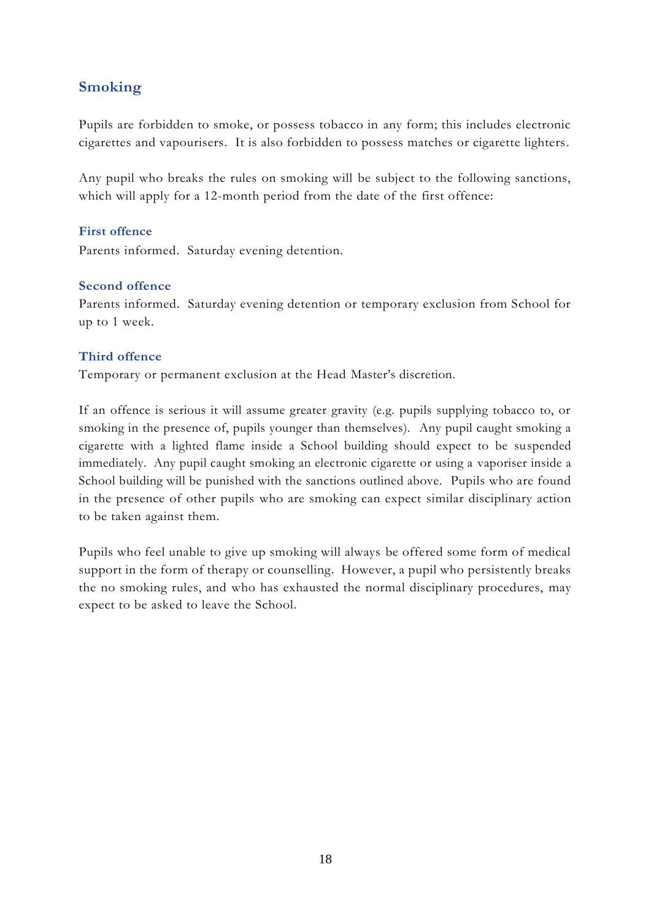## Smoking

Pupils are forbidden to smoke, or possess tobacco in any form; this includes electronic cigarettes and vapourisers. It is also forbidden to possess matches or cigarette lighters.

Any pupil who breaks the rules on smoking will be subject to the following sanctions, which will apply for a 12-month period from the date of the first offence:

### First offence

Parents informed. Saturday evening detention.

### Second offence

Parents informed. Saturday evening detention or temporary exclusion from School for up to 1 week.

### Third offence

Temporary or permanent exclusion at the Head Master's discretion.

If an offence is serious it will assume greater gravity (e.g. pupils supplying tobacco to, or smoking in the presence of, pupils younger than themselves). Any pupil caught smoking a cigarette with a lighted flame inside a School building should expect to be suspended immediately. Any pupil caught smoking an electronic cigarette or using a vaporiser inside a School building will be punished with the sanctions outlined above. Pupils who are found in the presence of other pupils who are smoking can expect similar disciplinary action to be taken against them.

Pupils who feel unable to give up smoking will always be offered some form of medical support in the form of therapy or counselling. However, a pupil who persistently breaks the no smoking rules, and who has exhausted the normal disciplinary procedures, may expect to be asked to leave the School.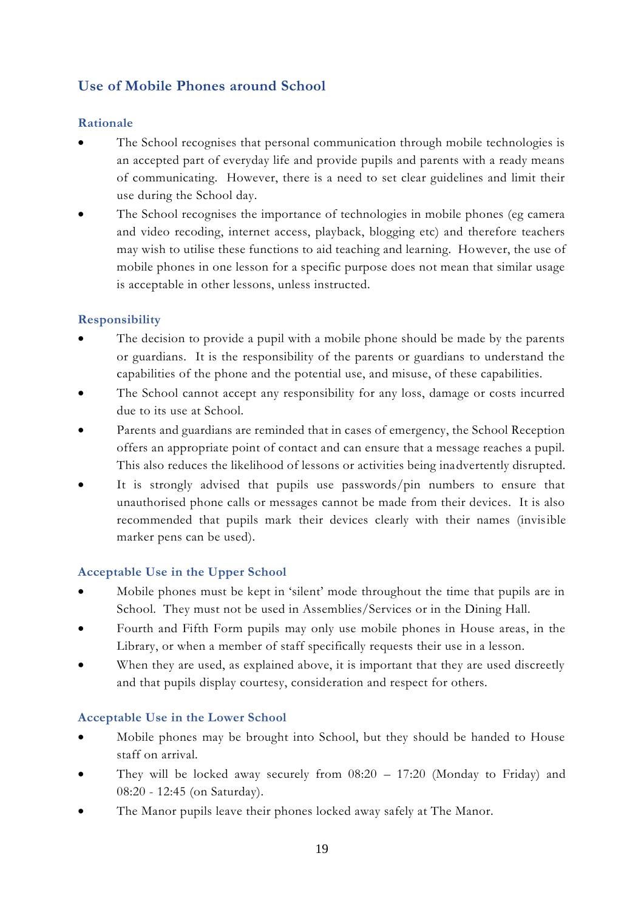## Use of Mobile Phones around School

### Rationale

- The School recognises that personal communication through mobile technologies is an accepted part of everyday life and provide pupils and parents with a ready means of communicating. However, there is a need to set clear guidelines and limit their use during the School day.
- The School recognises the importance of technologies in mobile phones (eg camera and video recoding, internet access, playback, blogging etc) and therefore teachers may wish to utilise these functions to aid teaching and learning. However, the use of mobile phones in one lesson for a specific purpose does not mean that similar usage is acceptable in other lessons, unless instructed.

### Responsibility

- The decision to provide a pupil with a mobile phone should be made by the parents or guardians. It is the responsibility of the parents or guardians to understand the capabilities of the phone and the potential use, and misuse, of these capabilities.
- The School cannot accept any responsibility for any loss, damage or costs incurred due to its use at School.
- Parents and guardians are reminded that in cases of emergency, the School Reception offers an appropriate point of contact and can ensure that a message reaches a pupil. This also reduces the likelihood of lessons or activities being inadvertently disrupted.
- It is strongly advised that pupils use passwords/pin numbers to ensure that unauthorised phone calls or messages cannot be made from their devices. It is also recommended that pupils mark their devices clearly with their names (invisible marker pens can be used).

### Acceptable Use in the Upper School

- Mobile phones must be kept in 'silent' mode throughout the time that pupils are in School. They must not be used in Assemblies/Services or in the Dining Hall.
- Fourth and Fifth Form pupils may only use mobile phones in House areas, in the Library, or when a member of staff specifically requests their use in a lesson.
- When they are used, as explained above, it is important that they are used discreetly and that pupils display courtesy, consideration and respect for others.

### Acceptable Use in the Lower School

- Mobile phones may be brought into School, but they should be handed to House staff on arrival.
- They will be locked away securely from 08:20 – 17:20 (Monday to Friday) and 08:20 - 12:45 (on Saturday).
- The Manor pupils leave their phones locked away safely at The Manor.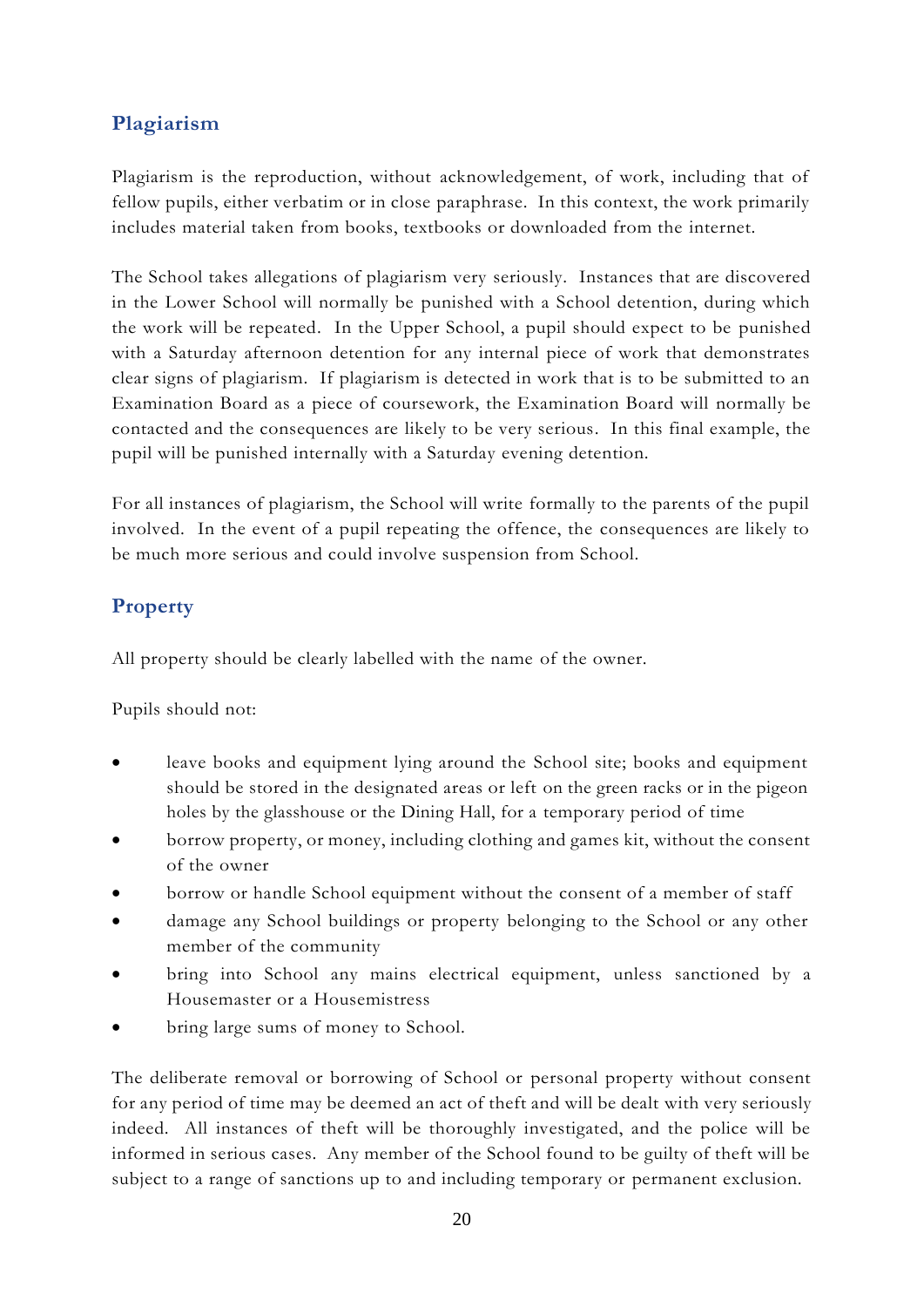## Plagiarism

Plagiarism is the reproduction, without acknowledgement, of work, including that of fellow pupils, either verbatim or in close paraphrase. In this context, the work primarily includes material taken from books, textbooks or downloaded from the internet.

The School takes allegations of plagiarism very seriously. Instances that are discovered in the Lower School will normally be punished with a School detention, during which the work will be repeated. In the Upper School, a pupil should expect to be punished with a Saturday afternoon detention for any internal piece of work that demonstrates clear signs of plagiarism. If plagiarism is detected in work that is to be submitted to an Examination Board as a piece of coursework, the Examination Board will normally be contacted and the consequences are likely to be very serious. In this final example, the pupil will be punished internally with a Saturday evening detention.

For all instances of plagiarism, the School will write formally to the parents of the pupil involved. In the event of a pupil repeating the offence, the consequences are likely to be much more serious and could involve suspension from School.

## Property

All property should be clearly labelled with the name of the owner.

Pupils should not:

- leave books and equipment lying around the School site; books and equipment should be stored in the designated areas or left on the green racks or in the pigeon holes by the glasshouse or the Dining Hall, for a temporary period of time
- borrow property, or money, including clothing and games kit, without the consent of the owner
- borrow or handle School equipment without the consent of a member of staff
- damage any School buildings or property belonging to the School or any other member of the community
- bring into School any mains electrical equipment, unless sanctioned by a Housemaster or a Housemistress
- bring large sums of money to School.

The deliberate removal or borrowing of School or personal property without consent for any period of time may be deemed an act of theft and will be dealt with very seriously indeed. All instances of theft will be thoroughly investigated, and the police will be informed in serious cases. Any member of the School found to be guilty of theft will be subject to a range of sanctions up to and including temporary or permanent exclusion.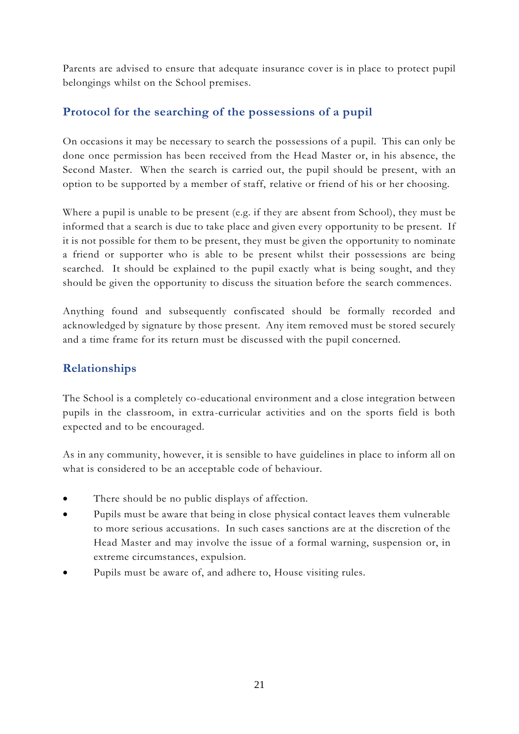Parents are advised to ensure that adequate insurance cover is in place to protect pupil belongings whilst on the School premises.

## Protocol for the searching of the possessions of a pupil

On occasions it may be necessary to search the possessions of a pupil. This can only be done once permission has been received from the Head Master or, in his absence, the Second Master. When the search is carried out, the pupil should be present, with an option to be supported by a member of staff, relative or friend of his or her choosing.

Where a pupil is unable to be present (e.g. if they are absent from School), they must be informed that a search is due to take place and given every opportunity to be present. If it is not possible for them to be present, they must be given the opportunity to nominate a friend or supporter who is able to be present whilst their possessions are being searched. It should be explained to the pupil exactly what is being sought, and they should be given the opportunity to discuss the situation before the search commences.

Anything found and subsequently confiscated should be formally recorded and acknowledged by signature by those present. Any item removed must be stored securely and a time frame for its return must be discussed with the pupil concerned.

## Relationships

The School is a completely co-educational environment and a close integration between pupils in the classroom, in extra-curricular activities and on the sports field is both expected and to be encouraged.

As in any community, however, it is sensible to have guidelines in place to inform all on what is considered to be an acceptable code of behaviour.

- There should be no public displays of affection.
- Pupils must be aware that being in close physical contact leaves them vulnerable to more serious accusations. In such cases sanctions are at the discretion of the Head Master and may involve the issue of a formal warning, suspension or, in extreme circumstances, expulsion.
- Pupils must be aware of, and adhere to, House visiting rules.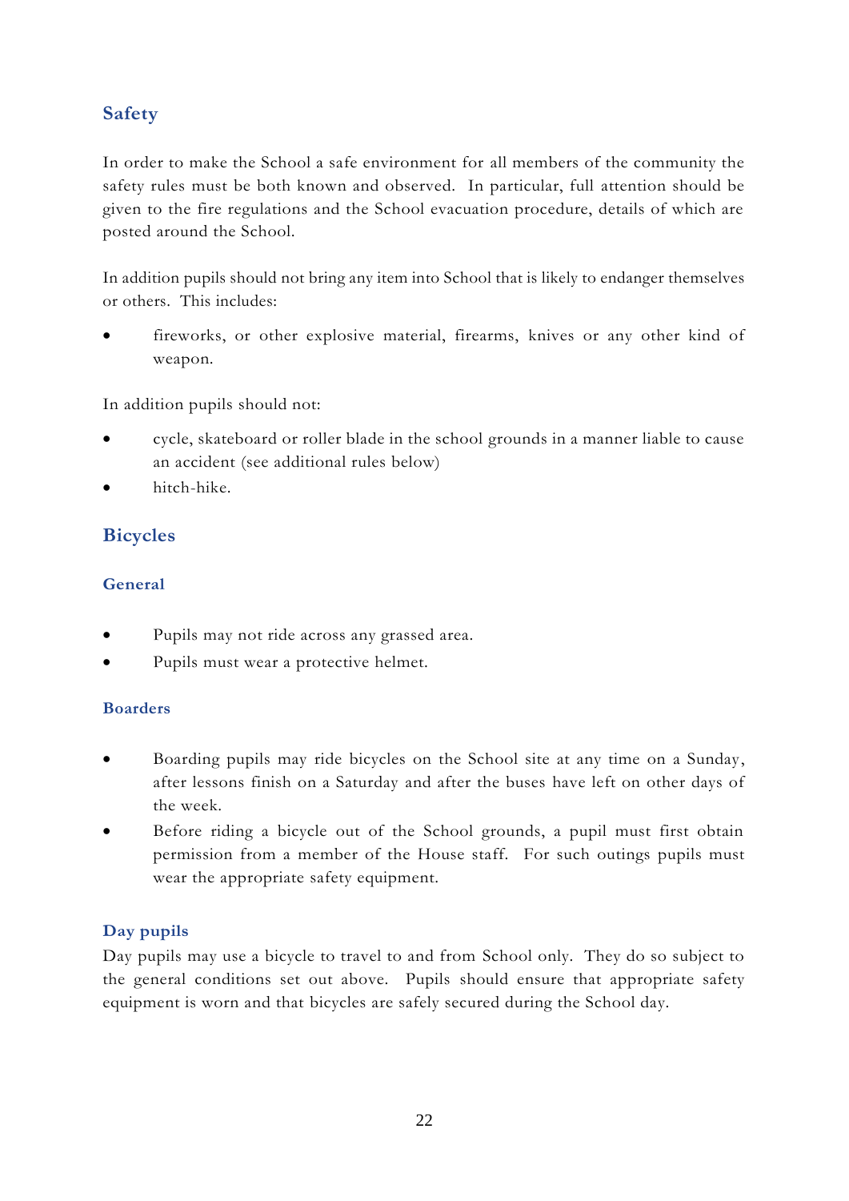## Safety

In order to make the School a safe environment for all members of the community the safety rules must be both known and observed. In particular, full attention should be given to the fire regulations and the School evacuation procedure, details of which are posted around the School.

In addition pupils should not bring any item into School that is likely to endanger themselves or others. This includes:

- fireworks, or other explosive material, firearms, knives or any other kind of weapon.

In addition pupils should not:

- cycle, skateboard or roller blade in the school grounds in a manner liable to cause an accident (see additional rules below)
- hitch-hike.

## Bicycles

### General

- Pupils may not ride across any grassed area.
- Pupils must wear a protective helmet.

### Boarders

- Boarding pupils may ride bicycles on the School site at any time on a Sunday, after lessons finish on a Saturday and after the buses have left on other days of the week.
- Before riding a bicycle out of the School grounds, a pupil must first obtain permission from a member of the House staff. For such outings pupils must wear the appropriate safety equipment.

### Day pupils

Day pupils may use a bicycle to travel to and from School only. They do so subject to the general conditions set out above. Pupils should ensure that appropriate safety equipment is worn and that bicycles are safely secured during the School day.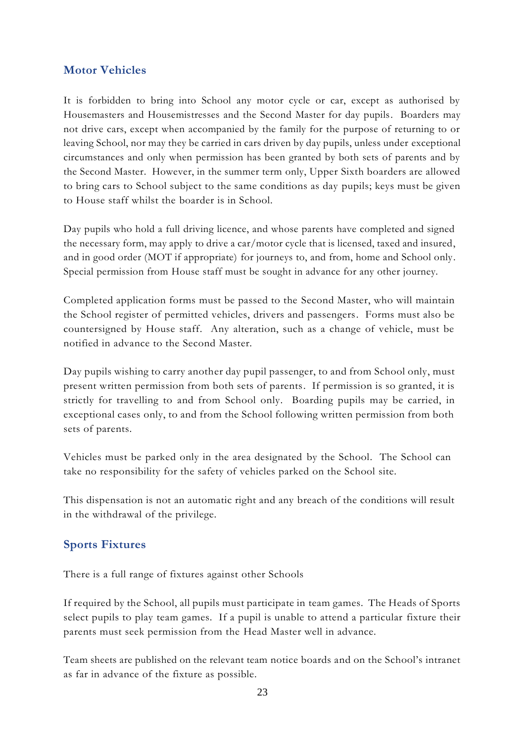## Motor Vehicles

It is forbidden to bring into School any motor cycle or car, except as authorised by Housemasters and Housemistresses and the Second Master for day pupils. Boarders may not drive cars, except when accompanied by the family for the purpose of returning to or leaving School, nor may they be carried in cars driven by day pupils, unless under exceptional circumstances and only when permission has been granted by both sets of parents and by the Second Master. However, in the summer term only, Upper Sixth boarders are allowed to bring cars to School subject to the same conditions as day pupils; keys must be given to House staff whilst the boarder is in School.

Day pupils who hold a full driving licence, and whose parents have completed and signed the necessary form, may apply to drive a car/motor cycle that is licensed, taxed and insured, and in good order (MOT if appropriate) for journeys to, and from, home and School only. Special permission from House staff must be sought in advance for any other journey.

Completed application forms must be passed to the Second Master, who will maintain the School register of permitted vehicles, drivers and passengers. Forms must also be countersigned by House staff. Any alteration, such as a change of vehicle, must be notified in advance to the Second Master.

Day pupils wishing to carry another day pupil passenger, to and from School only, must present written permission from both sets of parents. If permission is so granted, it is strictly for travelling to and from School only. Boarding pupils may be carried, in exceptional cases only, to and from the School following written permission from both sets of parents.

Vehicles must be parked only in the area designated by the School. The School can take no responsibility for the safety of vehicles parked on the School site.

This dispensation is not an automatic right and any breach of the conditions will result in the withdrawal of the privilege.

## Sports Fixtures

There is a full range of fixtures against other Schools

If required by the School, all pupils must participate in team games. The Heads of Sports select pupils to play team games. If a pupil is unable to attend a particular fixture their parents must seek permission from the Head Master well in advance.

Team sheets are published on the relevant team notice boards and on the School's intranet as far in advance of the fixture as possible.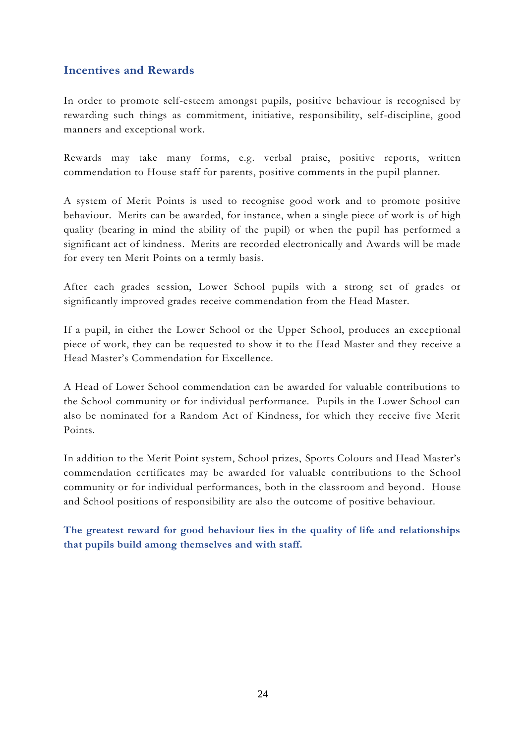## Incentives and Rewards

In order to promote self-esteem amongst pupils, positive behaviour is recognised by rewarding such things as commitment, initiative, responsibility, self-discipline, good manners and exceptional work.

Rewards may take many forms, e.g. verbal praise, positive reports, written commendation to House staff for parents, positive comments in the pupil planner.

A system of Merit Points is used to recognise good work and to promote positive behaviour. Merits can be awarded, for instance, when a single piece of work is of high quality (bearing in mind the ability of the pupil) or when the pupil has performed a significant act of kindness. Merits are recorded electronically and Awards will be made for every ten Merit Points on a termly basis.

After each grades session, Lower School pupils with a strong set of grades or significantly improved grades receive commendation from the Head Master.

If a pupil, in either the Lower School or the Upper School, produces an exceptional piece of work, they can be requested to show it to the Head Master and they receive a Head Master's Commendation for Excellence.

A Head of Lower School commendation can be awarded for valuable contributions to the School community or for individual performance. Pupils in the Lower School can also be nominated for a Random Act of Kindness, for which they receive five Merit Points.

In addition to the Merit Point system, School prizes, Sports Colours and Head Master's commendation certificates may be awarded for valuable contributions to the School community or for individual performances, both in the classroom and beyond. House and School positions of responsibility are also the outcome of positive behaviour.

**The greatest reward for good behaviour lies in the quality of life and relationships that pupils build among themselves and with staff.**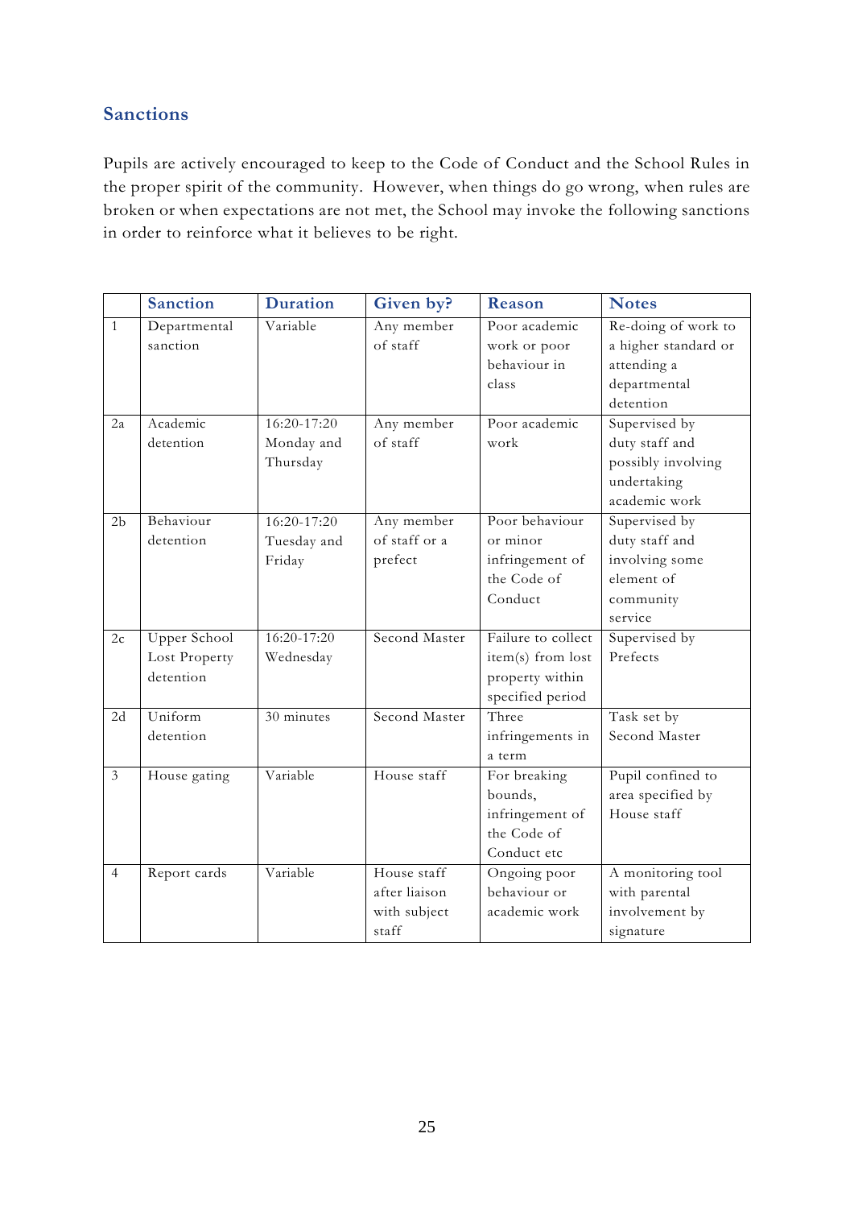## Sanctions

Pupils are actively encouraged to keep to the Code of Conduct and the School Rules in the proper spirit of the community. However, when things do go wrong, when rules are broken or when expectations are not met, the School may invoke the following sanctions in order to reinforce what it believes to be right.

| | Sanction | Duration | Given by? | Reason | Notes |
|---|---|---|---|---|---|
| 1 | Departmental sanction | Variable | Any member of staff | Poor academic work or poor behaviour in class | Re-doing of work to a higher standard or attending a departmental detention |
| 2a | Academic detention | 16:20-17:20 Monday and Thursday | Any member of staff | Poor academic work | Supervised by duty staff and possibly involving undertaking academic work |
| 2b | Behaviour detention | 16:20-17:20 Tuesday and Friday | Any member of staff or a prefect | Poor behaviour or minor infringement of the Code of Conduct | Supervised by duty staff and involving some element of community service |
| 2c | Upper School Lost Property detention | 16:20-17:20 Wednesday | Second Master | Failure to collect item(s) from lost property within specified period | Supervised by Prefects |
| 2d | Uniform detention | 30 minutes | Second Master | Three infringements in a term | Task set by Second Master |
| 3 | House gating | Variable | House staff | For breaking bounds, infringement of the Code of Conduct etc | Pupil confined to area specified by House staff |
| 4 | Report cards | Variable | House staff after liaison with subject staff | Ongoing poor behaviour or academic work | A monitoring tool with parental involvement by signature |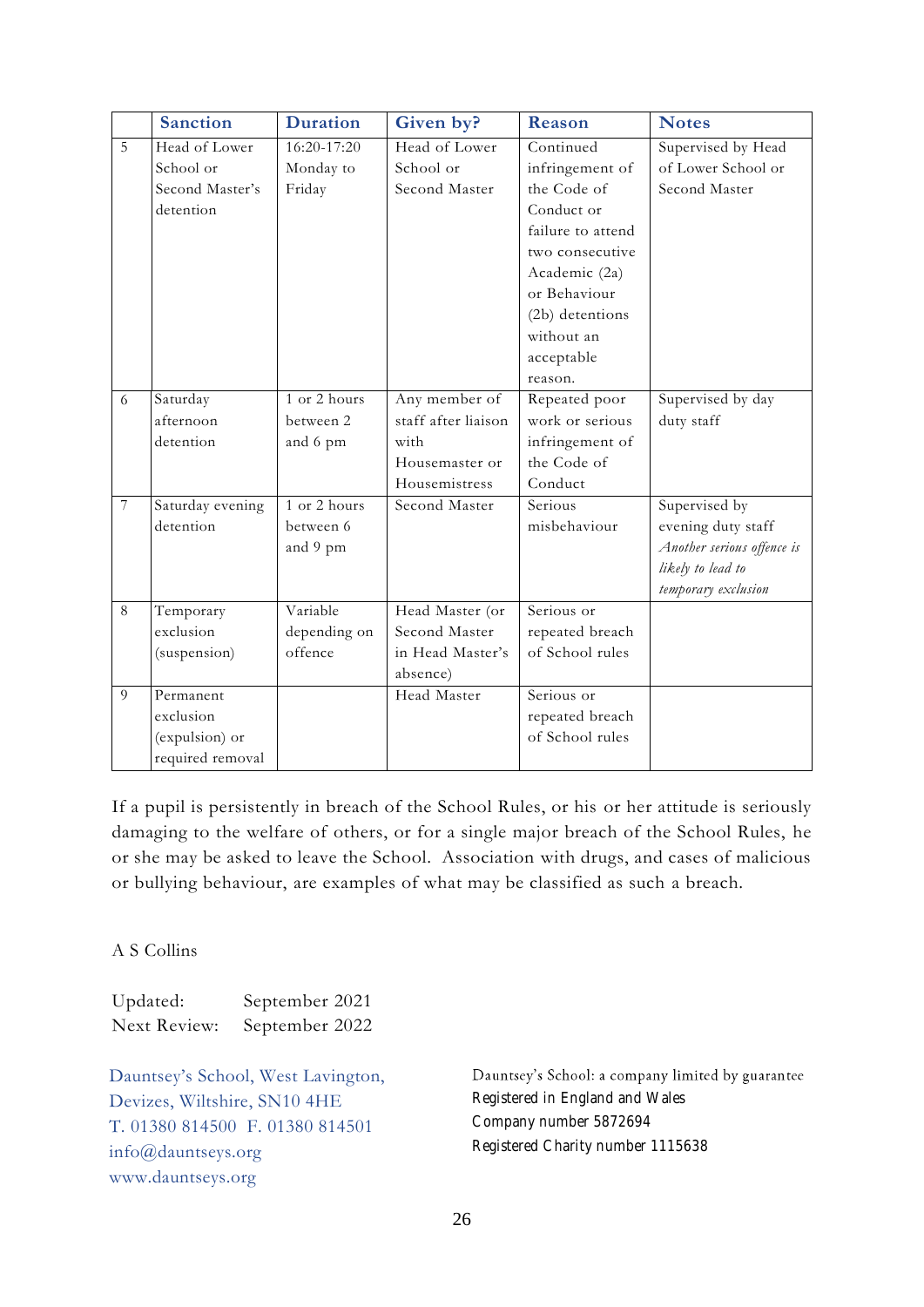| | Sanction | Duration | Given by? | Reason | Notes |
|---|---|---|---|---|---|
| 5 | Head of Lower School or Second Master's detention | 16:20-17:20 Monday to Friday | Head of Lower School or Second Master | Continued infringement of the Code of Conduct or failure to attend two consecutive Academic (2a) or Behaviour (2b) detentions without an acceptable reason. | Supervised by Head of Lower School or Second Master |
| 6 | Saturday afternoon detention | 1 or 2 hours between 2 and 6 pm | Any member of staff after liaison with Housemaster or Housemistress | Repeated poor work or serious infringement of the Code of Conduct | Supervised by day duty staff |
| 7 | Saturday evening detention | 1 or 2 hours between 6 and 9 pm | Second Master | Serious misbehaviour | Supervised by evening duty staff *Another serious offence is likely to lead to temporary exclusion* |
| 8 | Temporary exclusion (suspension) | Variable depending on offence | Head Master (or Second Master in Head Master's absence) | Serious or repeated breach of School rules | |
| 9 | Permanent exclusion (expulsion) or required removal | | Head Master | Serious or repeated breach of School rules | |

If a pupil is persistently in breach of the School Rules, or his or her attitude is seriously damaging to the welfare of others, or for a single major breach of the School Rules, he or she may be asked to leave the School. Association with drugs, and cases of malicious or bullying behaviour, are examples of what may be classified as such a breach.

A S Collins

Updated: September 2021
Next Review: September 2022

Dauntsey's School, West Lavington,
Devizes, Wiltshire, SN10 4HE
T. 01380 814500 F. 01380 814501
info@dauntseys.org
www.dauntseys.org

Dauntsey's School: a company limited by guarantee
Registered in England and Wales
Company number 5872694
Registered Charity number 1115638